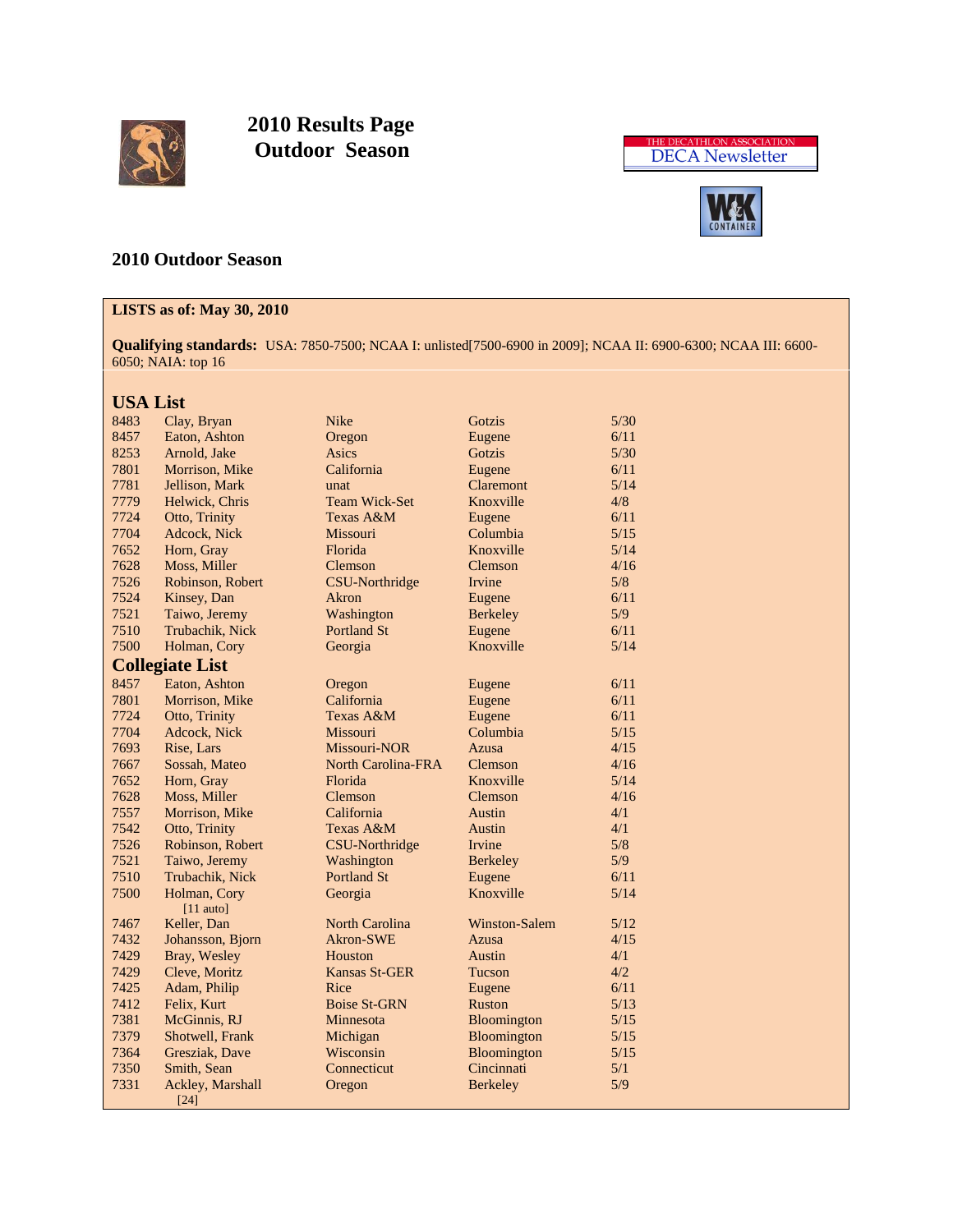# 2010 Results Page
## Outdoor Season

THE DECATHLON ASSOCIATION
DECA Newsletter

## 2010 Outdoor Season

**LISTS as of: May 30, 2010**

**Qualifying standards:** USA: 7850-7500; NCAA I: unlisted[7500-6900 in 2009]; NCAA II: 6900-6300; NCAA III: 6600-6050; NAIA: top 16

### USA List

| | | | | |
|---|---|---|---|---|
| 8483 | Clay, Bryan | Nike | Gotzis | 5/30 |
| 8457 | Eaton, Ashton | Oregon | Eugene | 6/11 |
| 8253 | Arnold, Jake | Asics | Gotzis | 5/30 |
| 7801 | Morrison, Mike | California | Eugene | 6/11 |
| 7781 | Jellison, Mark | unat | Claremont | 5/14 |
| 7779 | Helwick, Chris | Team Wick-Set | Knoxville | 4/8 |
| 7724 | Otto, Trinity | Texas A&M | Eugene | 6/11 |
| 7704 | Adcock, Nick | Missouri | Columbia | 5/15 |
| 7652 | Horn, Gray | Florida | Knoxville | 5/14 |
| 7628 | Moss, Miller | Clemson | Clemson | 4/16 |
| 7526 | Robinson, Robert | CSU-Northridge | Irvine | 5/8 |
| 7524 | Kinsey, Dan | Akron | Eugene | 6/11 |
| 7521 | Taiwo, Jeremy | Washington | Berkeley | 5/9 |
| 7510 | Trubachik, Nick | Portland St | Eugene | 6/11 |
| 7500 | Holman, Cory | Georgia | Knoxville | 5/14 |

### Collegiate List

| | | | | |
|---|---|---|---|---|
| 8457 | Eaton, Ashton | Oregon | Eugene | 6/11 |
| 7801 | Morrison, Mike | California | Eugene | 6/11 |
| 7724 | Otto, Trinity | Texas A&M | Eugene | 6/11 |
| 7704 | Adcock, Nick | Missouri | Columbia | 5/15 |
| 7693 | Rise, Lars | Missouri-NOR | Azusa | 4/15 |
| 7667 | Sossah, Mateo | North Carolina-FRA | Clemson | 4/16 |
| 7652 | Horn, Gray | Florida | Knoxville | 5/14 |
| 7628 | Moss, Miller | Clemson | Clemson | 4/16 |
| 7557 | Morrison, Mike | California | Austin | 4/1 |
| 7542 | Otto, Trinity | Texas A&M | Austin | 4/1 |
| 7526 | Robinson, Robert | CSU-Northridge | Irvine | 5/8 |
| 7521 | Taiwo, Jeremy | Washington | Berkeley | 5/9 |
| 7510 | Trubachik, Nick | Portland St | Eugene | 6/11 |
| 7500 | Holman, Cory | Georgia | Knoxville | 5/14 |
| | [11 auto] | | | |
| 7467 | Keller, Dan | North Carolina | Winston-Salem | 5/12 |
| 7432 | Johansson, Bjorn | Akron-SWE | Azusa | 4/15 |
| 7429 | Bray, Wesley | Houston | Austin | 4/1 |
| 7429 | Cleve, Moritz | Kansas St-GER | Tucson | 4/2 |
| 7425 | Adam, Philip | Rice | Eugene | 6/11 |
| 7412 | Felix, Kurt | Boise St-GRN | Ruston | 5/13 |
| 7381 | McGinnis, RJ | Minnesota | Bloomington | 5/15 |
| 7379 | Shotwell, Frank | Michigan | Bloomington | 5/15 |
| 7364 | Gresziak, Dave | Wisconsin | Bloomington | 5/15 |
| 7350 | Smith, Sean | Connecticut | Cincinnati | 5/1 |
| 7331 | Ackley, Marshall | Oregon | Berkeley | 5/9 |
| | [24] | | | |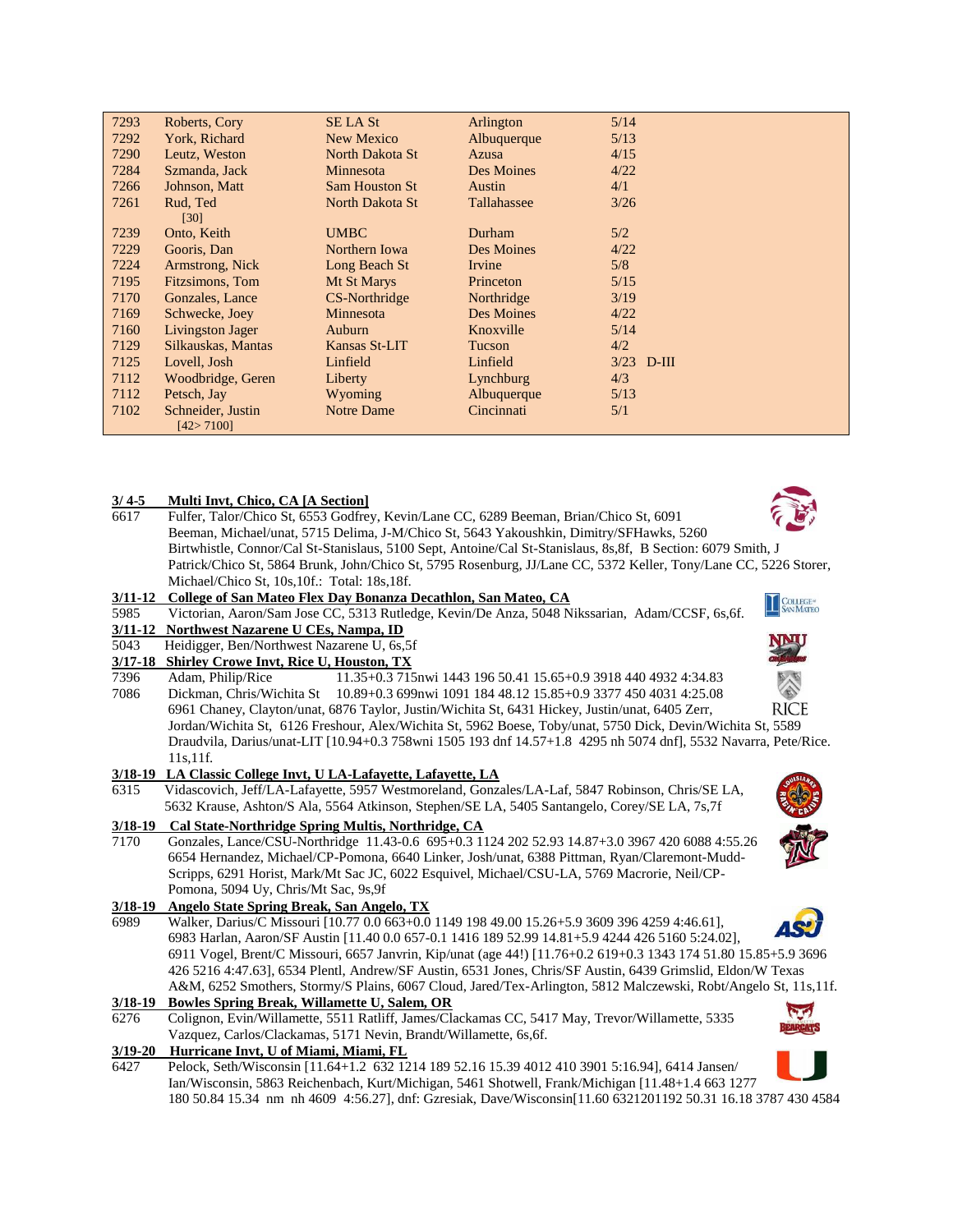| | | | | |
|---|---|---|---|---|
| 7293 | Roberts, Cory | SE LA St | Arlington | 5/14 |
| 7292 | York, Richard | New Mexico | Albuquerque | 5/13 |
| 7290 | Leutz, Weston | North Dakota St | Azusa | 4/15 |
| 7284 | Szmanda, Jack | Minnesota | Des Moines | 4/22 |
| 7266 | Johnson, Matt | Sam Houston St | Austin | 4/1 |
| 7261 | Rud, Ted [30] | North Dakota St | Tallahassee | 3/26 |
| 7239 | Onto, Keith | UMBC | Durham | 5/2 |
| 7229 | Gooris, Dan | Northern Iowa | Des Moines | 4/22 |
| 7224 | Armstrong, Nick | Long Beach St | Irvine | 5/8 |
| 7195 | Fitzsimons, Tom | Mt St Marys | Princeton | 5/15 |
| 7170 | Gonzales, Lance | CS-Northridge | Northridge | 3/19 |
| 7169 | Schwecke, Joey | Minnesota | Des Moines | 4/22 |
| 7160 | Livingston Jager | Auburn | Knoxville | 5/14 |
| 7129 | Silkauskas, Mantas | Kansas St-LIT | Tucson | 4/2 |
| 7125 | Lovell, Josh | Linfield | Linfield | 3/23 D-III |
| 7112 | Woodbridge, Geren | Liberty | Lynchburg | 4/3 |
| 7112 | Petsch, Jay | Wyoming | Albuquerque | 5/13 |
| 7102 | Schneider, Justin [42> 7100] | Notre Dame | Cincinnati | 5/1 |

**3/ 4-5 Multi Invt, Chico, CA [A Section]**
6617 Fulfer, Talor/Chico St, 6553 Godfrey, Kevin/Lane CC, 6289 Beeman, Brian/Chico St, 6091 Beeman, Michael/unat, 5715 Delima, J-M/Chico St, 5643 Yakoushkin, Dimitry/SFHawks, 5260 Birtwhistle, Connor/Cal St-Stanislaus, 5100 Sept, Antoine/Cal St-Stanislaus, 8s,8f, B Section: 6079 Smith, J Patrick/Chico St, 5864 Brunk, John/Chico St, 5795 Rosenburg, JJ/Lane CC, 5372 Keller, Tony/Lane CC, 5226 Storer, Michael/Chico St, 10s,10f.: Total: 18s,18f.

**3/11-12 College of San Mateo Flex Day Bonanza Decathlon, San Mateo, CA**
5985 Victorian, Aaron/Sam Jose CC, 5313 Rutledge, Kevin/De Anza, 5048 Nikssarian, Adam/CCSF, 6s,6f.

**3/11-12 Northwest Nazarene U CEs, Nampa, ID**
5043 Heidigger, Ben/Northwest Nazarene U, 6s,5f

**3/17-18 Shirley Crowe Invt, Rice U, Houston, TX**
7396 Adam, Philip/Rice 11.35+0.3 715nwi 1443 196 50.41 15.65+0.9 3918 440 4932 4:34.83
7086 Dickman, Chris/Wichita St 10.89+0.3 699nwi 1091 184 48.12 15.85+0.9 3377 450 4031 4:25.08
6961 Chaney, Clayton/unat, 6876 Taylor, Justin/Wichita St, 6431 Hickey, Justin/unat, 6405 Zerr, Jordan/Wichita St, 6126 Freshour, Alex/Wichita St, 5962 Boese, Toby/unat, 5750 Dick, Devin/Wichita St, 5589 Draudvila, Darius/unat-LIT [10.94+0.3 758wni 1505 193 dnf 14.57+1.8 4295 nh 5074 dnf], 5532 Navarra, Pete/Rice. 11s,11f.

**3/18-19 LA Classic College Invt, U LA-Lafayette, Lafayette, LA**
6315 Vidascovich, Jeff/LA-Lafayette, 5957 Westmoreland, Gonzales/LA-Laf, 5847 Robinson, Chris/SE LA, 5632 Krause, Ashton/S Ala, 5564 Atkinson, Stephen/SE LA, 5405 Santangelo, Corey/SE LA, 7s,7f

**3/18-19 Cal State-Northridge Spring Multis, Northridge, CA**
7170 Gonzales, Lance/CSU-Northridge 11.43-0.6 695+0.3 1124 202 52.93 14.87+3.0 3967 420 6088 4:55.26
6654 Hernandez, Michael/CP-Pomona, 6640 Linker, Josh/unat, 6388 Pittman, Ryan/Claremont-Mudd-Scripps, 6291 Horist, Mark/Mt Sac JC, 6022 Esquivel, Michael/CSU-LA, 5769 Macrorie, Neil/CP-Pomona, 5094 Uy, Chris/Mt Sac, 9s,9f

**3/18-19 Angelo State Spring Break, San Angelo, TX**
6989 Walker, Darius/C Missouri [10.77 0.0 663+0.0 1149 198 49.00 15.26+5.9 3609 396 4259 4:46.61], 6983 Harlan, Aaron/SF Austin [11.40 0.0 657-0.1 1416 189 52.99 14.81+5.9 4244 426 5160 5:24.02], 6911 Vogel, Brent/C Missouri, 6657 Janvrin, Kip/unat (age 44!) [11.76+0.2 619+0.3 1343 174 51.80 15.85+5.9 3696 426 5216 4:47.63], 6534 Plentl, Andrew/SF Austin, 6531 Jones, Chris/SF Austin, 6439 Grimslid, Eldon/W Texas A&M, 6252 Smothers, Stormy/S Plains, 6067 Cloud, Jared/Tex-Arlington, 5812 Malczewski, Robt/Angelo St, 11s,11f.

**3/18-19 Bowles Spring Break, Willamette U, Salem, OR**
6276 Colignon, Evin/Willamette, 5511 Ratliff, James/Clackamas CC, 5417 May, Trevor/Willamette, 5335 Vazquez, Carlos/Clackamas, 5171 Nevin, Brandt/Willamette, 6s,6f.

**3/19-20 Hurricane Invt, U of Miami, Miami, FL**
6427 Pelock, Seth/Wisconsin [11.64+1.2 632 1214 189 52.16 15.39 4012 410 3901 5:16.94], 6414 Jansen/ Ian/Wisconsin, 5863 Reichenbach, Kurt/Michigan, 5461 Shotwell, Frank/Michigan [11.48+1.4 663 1277 180 50.84 15.34 nm nh 4609 4:56.27], dnf: Gzresiak, Dave/Wisconsin[11.60 6321201192 50.31 16.18 3787 430 4584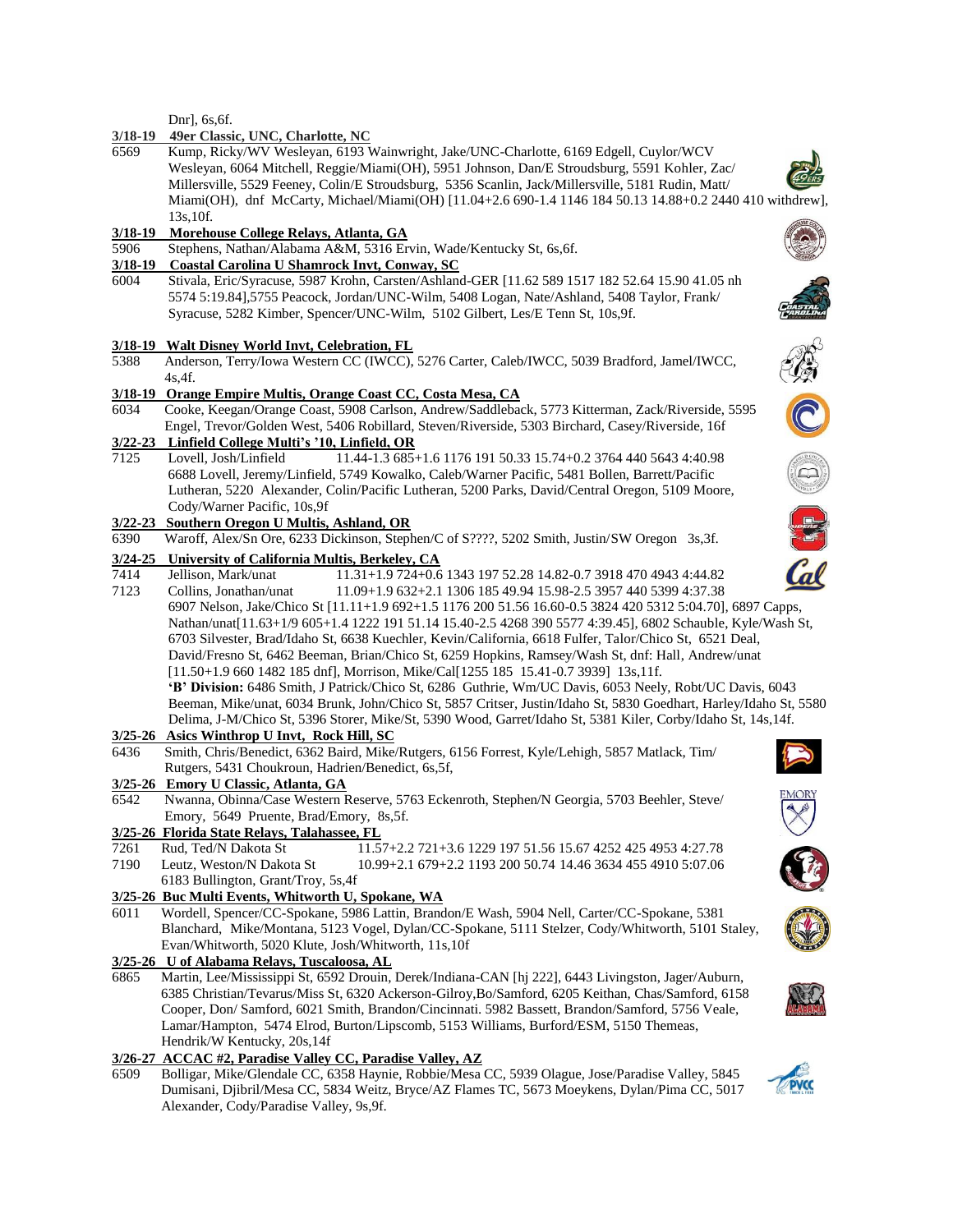Dnr], 6s,6f.

**3/18-19 49er Classic, UNC, Charlotte, NC**

6569 Kump, Ricky/WV Wesleyan, 6193 Wainwright, Jake/UNC-Charlotte, 6169 Edgell, Cuylor/WCV Wesleyan, 6064 Mitchell, Reggie/Miami(OH), 5951 Johnson, Dan/E Stroudsburg, 5591 Kohler, Zac/ Millersville, 5529 Feeney, Colin/E Stroudsburg, 5356 Scanlin, Jack/Millersville, 5181 Rudin, Matt/ Miami(OH), dnf McCarty, Michael/Miami(OH) [11.04+2.6 690-1.4 1146 184 50.13 14.88+0.2 2440 410 withdrew], 13s,10f.

**3/18-19 Morehouse College Relays, Atlanta, GA**

5906 Stephens, Nathan/Alabama A&M, 5316 Ervin, Wade/Kentucky St, 6s,6f.

**3/18-19 Coastal Carolina U Shamrock Invt, Conway, SC**

6004 Stivala, Eric/Syracuse, 5987 Krohn, Carsten/Ashland-GER [11.62 589 1517 182 52.64 15.90 41.05 nh 5574 5:19.84],5755 Peacock, Jordan/UNC-Wilm, 5408 Logan, Nate/Ashland, 5408 Taylor, Frank/ Syracuse, 5282 Kimber, Spencer/UNC-Wilm, 5102 Gilbert, Les/E Tenn St, 10s,9f.

**3/18-19 Walt Disney World Invt, Celebration, FL**

5388 Anderson, Terry/Iowa Western CC (IWCC), 5276 Carter, Caleb/IWCC, 5039 Bradford, Jamel/IWCC, 4s,4f.

**3/18-19 Orange Empire Multis, Orange Coast CC, Costa Mesa, CA**

6034 Cooke, Keegan/Orange Coast, 5908 Carlson, Andrew/Saddleback, 5773 Kitterman, Zack/Riverside, 5595 Engel, Trevor/Golden West, 5406 Robillard, Steven/Riverside, 5303 Birchard, Casey/Riverside, 16f

**3/22-23 Linfield College Multi's '10, Linfield, OR**

7125 Lovell, Josh/Linfield 11.44-1.3 685+1.6 1176 191 50.33 15.74+0.2 3764 440 5643 4:40.98
6688 Lovell, Jeremy/Linfield, 5749 Kowalko, Caleb/Warner Pacific, 5481 Bollen, Barrett/Pacific Lutheran, 5220 Alexander, Colin/Pacific Lutheran, 5200 Parks, David/Central Oregon, 5109 Moore, Cody/Warner Pacific, 10s,9f

**3/22-23 Southern Oregon U Multis, Ashland, OR**

6390 Waroff, Alex/Sn Ore, 6233 Dickinson, Stephen/C of S????, 5202 Smith, Justin/SW Oregon 3s,3f.

**3/24-25 University of California Multis, Berkeley, CA**

7414 Jellison, Mark/unat 11.31+1.9 724+0.6 1343 197 52.28 14.82-0.7 3918 470 4943 4:44.82
7123 Collins, Jonathan/unat 11.09+1.9 632+2.1 1306 185 49.94 15.98-2.5 3957 440 5399 4:37.38
6907 Nelson, Jake/Chico St [11.11+1.9 692+1.5 1176 200 51.56 16.60-0.5 3824 420 5312 5:04.70], 6897 Capps, Nathan/unat[11.63+1/9 605+1.4 1222 191 51.14 15.40-2.5 4268 390 5577 4:39.45], 6802 Schauble, Kyle/Wash St, 6703 Silvester, Brad/Idaho St, 6638 Kuechler, Kevin/California, 6618 Fulfer, Talor/Chico St, 6521 Deal, David/Fresno St, 6462 Beeman, Brian/Chico St, 6259 Hopkins, Ramsey/Wash St, dnf: Hall, Andrew/unat [11.50+1.9 660 1482 185 dnf], Morrison, Mike/Cal[1255 185 15.41-0.7 3939] 13s,11f.

**'B' Division:** 6486 Smith, J Patrick/Chico St, 6286 Guthrie, Wm/UC Davis, 6053 Neely, Robt/UC Davis, 6043 Beeman, Mike/unat, 6034 Brunk, John/Chico St, 5857 Critser, Justin/Idaho St, 5830 Goedhart, Harley/Idaho St, 5580 Delima, J-M/Chico St, 5396 Storer, Mike/St, 5390 Wood, Garret/Idaho St, 5381 Kiler, Corby/Idaho St, 14s,14f.

**3/25-26 Asics Winthrop U Invt, Rock Hill, SC**

6436 Smith, Chris/Benedict, 6362 Baird, Mike/Rutgers, 6156 Forrest, Kyle/Lehigh, 5857 Matlack, Tim/ Rutgers, 5431 Choukroun, Hadrien/Benedict, 6s,5f,

**3/25-26 Emory U Classic, Atlanta, GA**

6542 Nwanna, Obinna/Case Western Reserve, 5763 Eckenroth, Stephen/N Georgia, 5703 Beehler, Steve/ Emory, 5649 Pruente, Brad/Emory, 8s,5f.

**3/25-26 Florida State Relays, Talahassee, FL**

7261 Rud, Ted/N Dakota St 11.57+2.2 721+3.6 1229 197 51.56 15.67 4252 425 4953 4:27.78
7190 Leutz, Weston/N Dakota St 10.99+2.1 679+2.2 1193 200 50.74 14.46 3634 455 4910 5:07.06
6183 Bullington, Grant/Troy, 5s,4f

**3/25-26 Buc Multi Events, Whitworth U, Spokane, WA**

6011 Wordell, Spencer/CC-Spokane, 5986 Lattin, Brandon/E Wash, 5904 Nell, Carter/CC-Spokane, 5381 Blanchard, Mike/Montana, 5123 Vogel, Dylan/CC-Spokane, 5111 Stelzer, Cody/Whitworth, 5101 Staley, Evan/Whitworth, 5020 Klute, Josh/Whitworth, 11s,10f

**3/25-26 U of Alabama Relays, Tuscaloosa, AL**

6865 Martin, Lee/Mississippi St, 6592 Drouin, Derek/Indiana-CAN [hj 222], 6443 Livingston, Jager/Auburn, 6385 Christian/Tevarus/Miss St, 6320 Ackerson-Gilroy,Bo/Samford, 6205 Keithan, Chas/Samford, 6158 Cooper, Don/ Samford, 6021 Smith, Brandon/Cincinnati. 5982 Bassett, Brandon/Samford, 5756 Veale, Lamar/Hampton, 5474 Elrod, Burton/Lipscomb, 5153 Williams, Burford/ESM, 5150 Themeas, Hendrik/W Kentucky, 20s,14f

**3/26-27 ACCAC #2, Paradise Valley CC, Paradise Valley, AZ**

6509 Bolligar, Mike/Glendale CC, 6358 Haynie, Robbie/Mesa CC, 5939 Olague, Jose/Paradise Valley, 5845 Dumisani, Djibril/Mesa CC, 5834 Weitz, Bryce/AZ Flames TC, 5673 Moeykens, Dylan/Pima CC, 5017 Alexander, Cody/Paradise Valley, 9s,9f.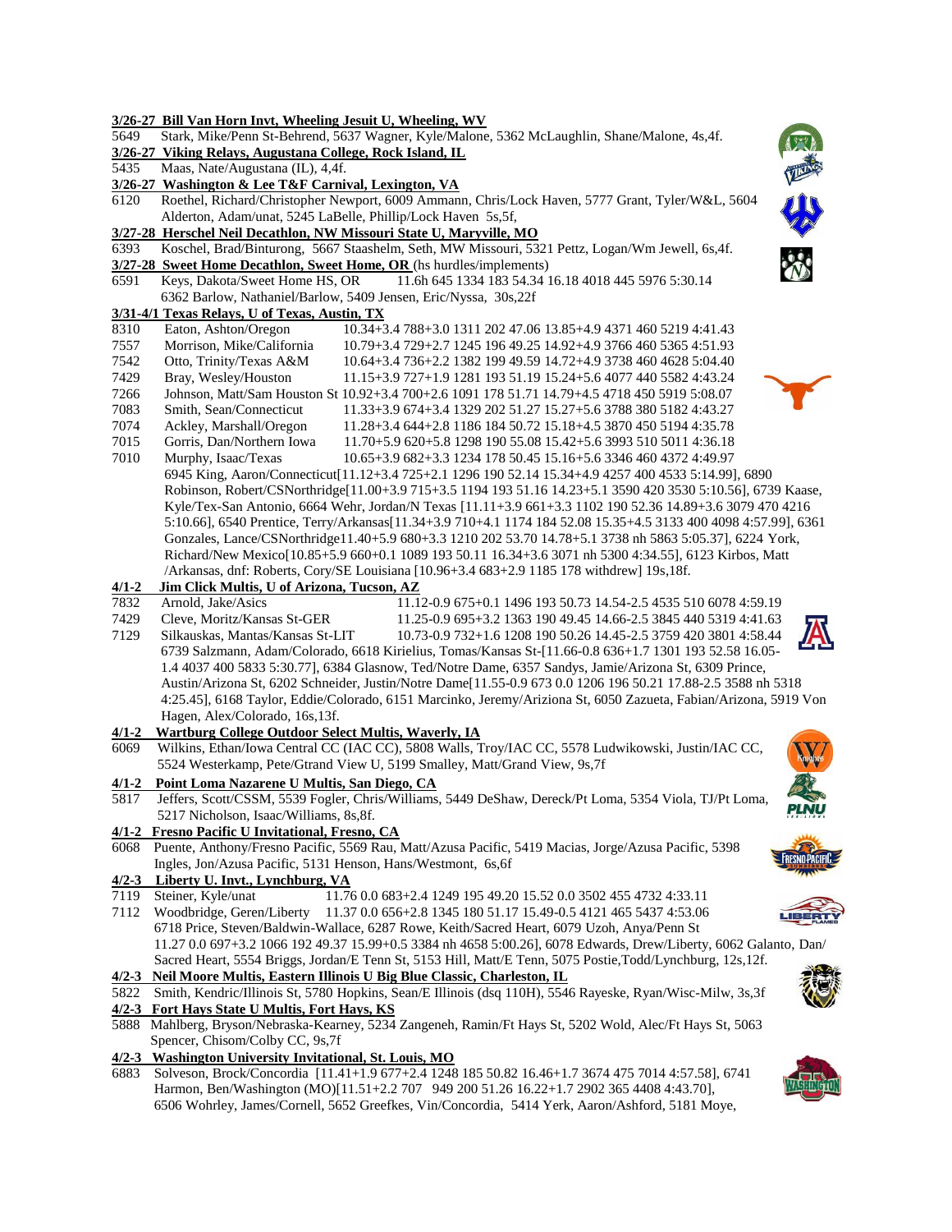**3/26-27 Bill Van Horn Invt, Wheeling Jesuit U, Wheeling, WV**

5649 Stark, Mike/Penn St-Behrend, 5637 Wagner, Kyle/Malone, 5362 McLaughlin, Shane/Malone, 4s,4f.

**3/26-27 Viking Relays, Augustana College, Rock Island, IL**

5435 Maas, Nate/Augustana (IL), 4,4f.

**3/26-27 Washington & Lee T&F Carnival, Lexington, VA**

6120 Roethel, Richard/Christopher Newport, 6009 Ammann, Chris/Lock Haven, 5777 Grant, Tyler/W&L, 5604 Alderton, Adam/unat, 5245 LaBelle, Phillip/Lock Haven 5s,5f,

**3/27-28 Herschel Neil Decathlon, NW Missouri State U, Maryville, MO**

6393 Koschel, Brad/Binturong, 5667 Staashelm, Seth, MW Missouri, 5321 Pettz, Logan/Wm Jewell, 6s,4f.

**3/27-28 Sweet Home Decathlon, Sweet Home, OR** (hs hurdles/implements)

6591 Keys, Dakota/Sweet Home HS, OR 11.6h 645 1334 183 54.34 16.18 4018 445 5976 5:30.14
6362 Barlow, Nathaniel/Barlow, 5409 Jensen, Eric/Nyssa, 30s,22f

**3/31-4/1 Texas Relays, U of Texas, Austin, TX**

8310 Eaton, Ashton/Oregon 10.34+3.4 788+3.0 1311 202 47.06 13.85+4.9 4371 460 5219 4:41.43
7557 Morrison, Mike/California 10.79+3.4 729+2.7 1245 196 49.25 14.92+4.9 3766 460 5365 4:51.93
7542 Otto, Trinity/Texas A&M 10.64+3.4 736+2.2 1382 199 49.59 14.72+4.9 3738 460 4628 5:04.40
7429 Bray, Wesley/Houston 11.15+3.9 727+1.9 1281 193 51.19 15.24+5.6 4077 440 5582 4:43.24
7266 Johnson, Matt/Sam Houston St 10.92+3.4 700+2.6 1091 178 51.71 14.79+4.5 4718 450 5919 5:08.07
7083 Smith, Sean/Connecticut 11.33+3.9 674+3.4 1329 202 51.27 15.27+5.6 3788 380 5182 4:43.27
7074 Ackley, Marshall/Oregon 11.28+3.4 644+2.8 1186 184 50.72 15.18+4.5 3870 450 5194 4:35.78
7015 Gorris, Dan/Northern Iowa 11.70+5.9 620+5.8 1298 190 55.08 15.42+5.6 3993 510 5011 4:36.18
7010 Murphy, Isaac/Texas 10.65+3.9 682+3.3 1234 178 50.45 15.16+5.6 3346 460 4372 4:49.97
6945 King, Aaron/Connecticut[11.12+3.4 725+2.1 1296 190 52.14 15.34+4.9 4257 400 4533 5:14.99], 6890 Robinson, Robert/CSNorthridge[11.00+3.9 715+3.5 1194 193 51.16 14.23+5.1 3590 420 3530 5:10.56], 6739 Kaase, Kyle/Tex-San Antonio, 6664 Wehr, Jordan/N Texas [11.11+3.9 661+3.3 1102 190 52.36 14.89+3.6 3079 470 4216 5:10.66], 6540 Prentice, Terry/Arkansas[11.34+3.9 710+4.1 1174 184 52.08 15.35+4.5 3133 400 4098 4:57.99], 6361 Gonzales, Lance/CSNorthridge11.40+5.9 680+3.3 1210 202 53.70 14.78+5.1 3738 nh 5863 5:05.37], 6224 York, Richard/New Mexico[10.85+5.9 660+0.1 1089 193 50.11 16.34+3.6 3071 nh 5300 4:34.55], 6123 Kirbos, Matt /Arkansas, dnf: Roberts, Cory/SE Louisiana [10.96+3.4 683+2.9 1185 178 withdrew] 19s,18f.

**4/1-2 Jim Click Multis, U of Arizona, Tucson, AZ**

7832 Arnold, Jake/Asics 11.12-0.9 675+0.1 1496 193 50.73 14.54-2.5 4535 510 6078 4:59.19
7429 Cleve, Moritz/Kansas St-GER 11.25-0.9 695+3.2 1363 190 49.45 14.66-2.5 3845 440 5319 4:41.63
7129 Silkauskas, Mantas/Kansas St-LIT 10.73-0.9 732+1.6 1208 190 50.26 14.45-2.5 3759 420 3801 4:58.44
6739 Salzmann, Adam/Colorado, 6618 Kirielius, Tomas/Kansas St-[11.66-0.8 636+1.7 1301 193 52.58 16.05-1.4 4037 400 5833 5:30.77], 6384 Glasnow, Ted/Notre Dame, 6357 Sandys, Jamie/Arizona St, 6309 Prince, Austin/Arizona St, 6202 Schneider, Justin/Notre Dame[11.55-0.9 673 0.0 1206 196 50.21 17.88-2.5 3588 nh 5318 4:25.45], 6168 Taylor, Eddie/Colorado, 6151 Marcinko, Jeremy/Ariziona St, 6050 Zazueta, Fabian/Arizona, 5919 Von Hagen, Alex/Colorado, 16s,13f.

**4/1-2 Wartburg College Outdoor Select Multis, Waverly, IA**

6069 Wilkins, Ethan/Iowa Central CC (IAC CC), 5808 Walls, Troy/IAC CC, 5578 Ludwikowski, Justin/IAC CC, 5524 Westerkamp, Pete/Gtrand View U, 5199 Smalley, Matt/Grand View, 9s,7f

**4/1-2 Point Loma Nazarene U Multis, San Diego, CA**

5817 Jeffers, Scott/CSSM, 5539 Fogler, Chris/Williams, 5449 DeShaw, Dereck/Pt Loma, 5354 Viola, TJ/Pt Loma, 5217 Nicholson, Isaac/Williams, 8s,8f.

**4/1-2 Fresno Pacific U Invitational, Fresno, CA**

6068 Puente, Anthony/Fresno Pacific, 5569 Rau, Matt/Azusa Pacific, 5419 Macias, Jorge/Azusa Pacific, 5398 Ingles, Jon/Azusa Pacific, 5131 Henson, Hans/Westmont, 6s,6f

**4/2-3 Liberty U. Invt., Lynchburg, VA**

7119 Steiner, Kyle/unat 11.76 0.0 683+2.4 1249 195 49.20 15.52 0.0 3502 455 4732 4:33.11
7112 Woodbridge, Geren/Liberty 11.37 0.0 656+2.8 1345 180 51.17 15.49-0.5 4121 465 5437 4:53.06
6718 Price, Steven/Baldwin-Wallace, 6287 Rowe, Keith/Sacred Heart, 6079 Uzoh, Anya/Penn St 11.27 0.0 697+3.2 1066 192 49.37 15.99+0.5 3384 nh 4658 5:00.26], 6078 Edwards, Drew/Liberty, 6062 Galanto, Dan/ Sacred Heart, 5554 Briggs, Jordan/E Tenn St, 5153 Hill, Matt/E Tenn, 5075 Postie,Todd/Lynchburg, 12s,12f.

**4/2-3 Neil Moore Multis, Eastern Illinois U Big Blue Classic, Charleston, IL**

5822 Smith, Kendric/Illinois St, 5780 Hopkins, Sean/E Illinois (dsq 110H), 5546 Rayeske, Ryan/Wisc-Milw, 3s,3f

**4/2-3 Fort Hays State U Multis, Fort Hays, KS**

5888 Mahlberg, Bryson/Nebraska-Kearney, 5234 Zangeneh, Ramin/Ft Hays St, 5202 Wold, Alec/Ft Hays St, 5063 Spencer, Chisom/Colby CC, 9s,7f

**4/2-3 Washington University Invitational, St. Louis, MO**

6883 Solveson, Brock/Concordia [11.41+1.9 677+2.4 1248 185 50.82 16.46+1.7 3674 475 7014 4:57.58], 6741 Harmon, Ben/Washington (MO)[11.51+2.2 707 949 200 51.26 16.22+1.7 2902 365 4408 4:43.70], 6506 Wohrley, James/Cornell, 5652 Greefkes, Vin/Concordia, 5414 Yerk, Aaron/Ashford, 5181 Moye,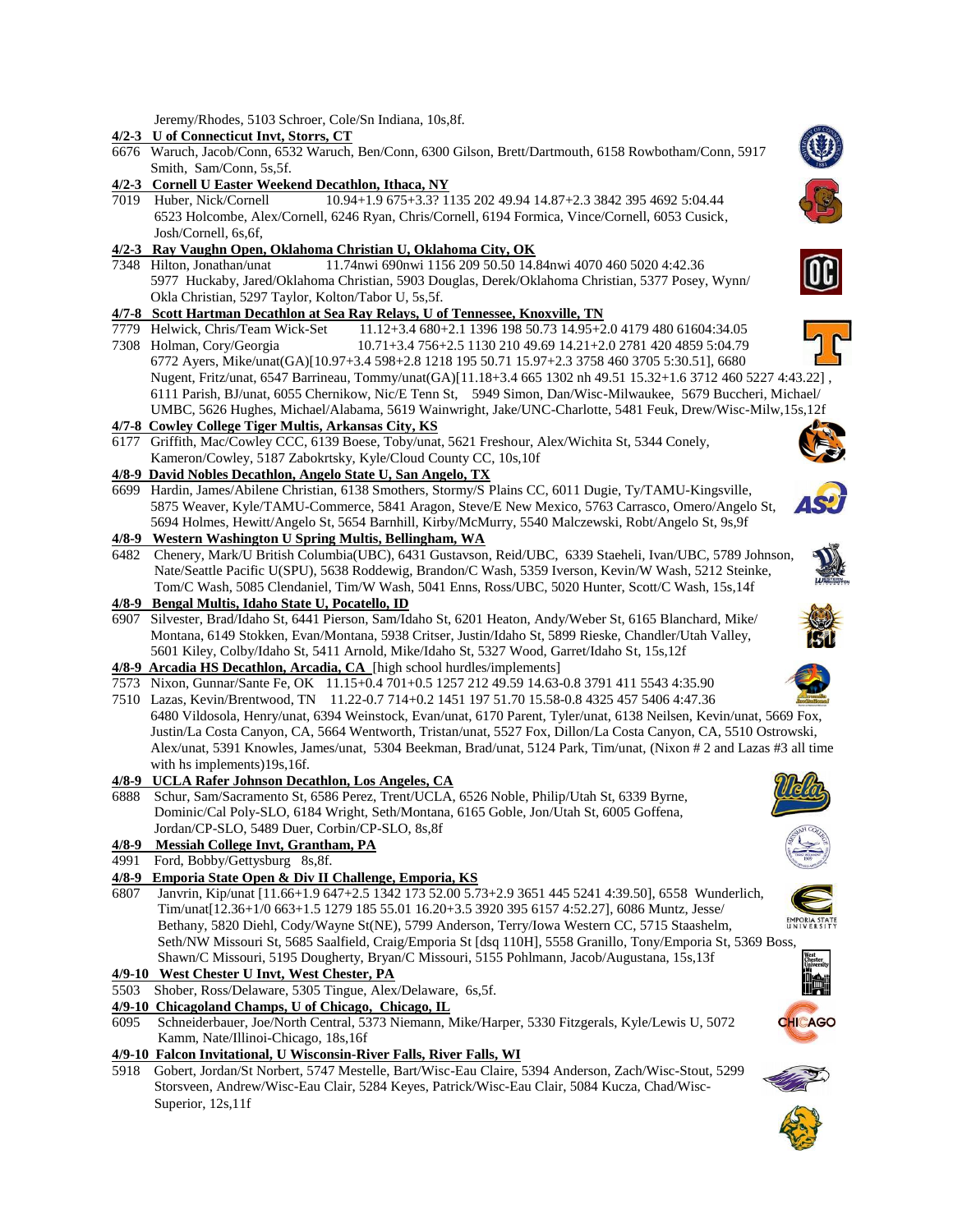Jeremy/Rhodes, 5103 Schroer, Cole/Sn Indiana, 10s,8f.

**4/2-3 U of Connecticut Invt, Storrs, CT**

6676 Waruch, Jacob/Conn, 6532 Waruch, Ben/Conn, 6300 Gilson, Brett/Dartmouth, 6158 Rowbotham/Conn, 5917 Smith, Sam/Conn, 5s,5f.

**4/2-3 Cornell U Easter Weekend Decathlon, Ithaca, NY**

7019 Huber, Nick/Cornell 10.94+1.9 675+3.3? 1135 202 49.94 14.87+2.3 3842 395 4692 5:04.44
6523 Holcombe, Alex/Cornell, 6246 Ryan, Chris/Cornell, 6194 Formica, Vince/Cornell, 6053 Cusick, Josh/Cornell, 6s,6f,

**4/2-3 Ray Vaughn Open, Oklahoma Christian U, Oklahoma City, OK**

7348 Hilton, Jonathan/unat 11.74nwi 690nwi 1156 209 50.50 14.84nwi 4070 460 5020 4:42.36
5977 Huckaby, Jared/Oklahoma Christian, 5903 Douglas, Derek/Oklahoma Christian, 5377 Posey, Wynn/ Okla Christian, 5297 Taylor, Kolton/Tabor U, 5s,5f.

**4/7-8 Scott Hartman Decathlon at Sea Ray Relays, U of Tennessee, Knoxville, TN**

7779 Helwick, Chris/Team Wick-Set 11.12+3.4 680+2.1 1396 198 50.73 14.95+2.0 4179 480 61604:34.05
7308 Holman, Cory/Georgia 10.71+3.4 756+2.5 1130 210 49.69 14.21+2.0 2781 420 4859 5:04.79
6772 Ayers, Mike/unat(GA)[10.97+3.4 598+2.8 1218 195 50.71 15.97+2.3 3758 460 3705 5:30.51], 6680 Nugent, Fritz/unat, 6547 Barrineau, Tommy/unat(GA)[11.18+3.4 665 1302 nh 49.51 15.32+1.6 3712 460 5227 4:43.22] , 6111 Parish, BJ/unat, 6055 Chernikow, Nic/E Tenn St, 5949 Simon, Dan/Wisc-Milwaukee, 5679 Buccheri, Michael/ UMBC, 5626 Hughes, Michael/Alabama, 5619 Wainwright, Jake/UNC-Charlotte, 5481 Feuk, Drew/Wisc-Milw,15s,12f

**4/7-8 Cowley College Tiger Multis, Arkansas City, KS**

6177 Griffith, Mac/Cowley CCC, 6139 Boese, Toby/unat, 5621 Freshour, Alex/Wichita St, 5344 Conely, Kameron/Cowley, 5187 Zabokrtsky, Kyle/Cloud County CC, 10s,10f

**4/8-9 David Nobles Decathlon, Angelo State U, San Angelo, TX**

6699 Hardin, James/Abilene Christian, 6138 Smothers, Stormy/S Plains CC, 6011 Dugie, Ty/TAMU-Kingsville, 5875 Weaver, Kyle/TAMU-Commerce, 5841 Aragon, Steve/E New Mexico, 5763 Carrasco, Omero/Angelo St, 5694 Holmes, Hewitt/Angelo St, 5654 Barnhill, Kirby/McMurry, 5540 Malczewski, Robt/Angelo St, 9s,9f

**4/8-9 Western Washington U Spring Multis, Bellingham, WA**

6482 Chenery, Mark/U British Columbia(UBC), 6431 Gustavson, Reid/UBC, 6339 Staeheli, Ivan/UBC, 5789 Johnson, Nate/Seattle Pacific U(SPU), 5638 Roddewig, Brandon/C Wash, 5359 Iverson, Kevin/W Wash, 5212 Steinke, Tom/C Wash, 5085 Clendaniel, Tim/W Wash, 5041 Enns, Ross/UBC, 5020 Hunter, Scott/C Wash, 15s,14f

**4/8-9 Bengal Multis, Idaho State U, Pocatello, ID**

6907 Silvester, Brad/Idaho St, 6441 Pierson, Sam/Idaho St, 6201 Heaton, Andy/Weber St, 6165 Blanchard, Mike/ Montana, 6149 Stokken, Evan/Montana, 5938 Critser, Justin/Idaho St, 5899 Rieske, Chandler/Utah Valley, 5601 Kiley, Colby/Idaho St, 5411 Arnold, Mike/Idaho St, 5327 Wood, Garret/Idaho St, 15s,12f

**4/8-9 Arcadia HS Decathlon, Arcadia, CA** [high school hurdles/implements]

7573 Nixon, Gunnar/Sante Fe, OK 11.15+0.4 701+0.5 1257 212 49.59 14.63-0.8 3791 411 5543 4:35.90
7510 Lazas, Kevin/Brentwood, TN 11.22-0.7 714+0.2 1451 197 51.70 15.58-0.8 4325 457 5406 4:47.36
6480 Vildosola, Henry/unat, 6394 Weinstock, Evan/unat, 6170 Parent, Tyler/unat, 6138 Neilsen, Kevin/unat, 5669 Fox, Justin/La Costa Canyon, CA, 5664 Wentworth, Tristan/unat, 5527 Fox, Dillon/La Costa Canyon, CA, 5510 Ostrowski, Alex/unat, 5391 Knowles, James/unat, 5304 Beekman, Brad/unat, 5124 Park, Tim/unat, (Nixon # 2 and Lazas #3 all time with hs implements)19s,16f.

**4/8-9 UCLA Rafer Johnson Decathlon, Los Angeles, CA**

6888 Schur, Sam/Sacramento St, 6586 Perez, Trent/UCLA, 6526 Noble, Philip/Utah St, 6339 Byrne, Dominic/Cal Poly-SLO, 6184 Wright, Seth/Montana, 6165 Goble, Jon/Utah St, 6005 Goffena, Jordan/CP-SLO, 5489 Duer, Corbin/CP-SLO, 8s,8f

**4/8-9 Messiah College Invt, Grantham, PA**

4991 Ford, Bobby/Gettysburg 8s,8f.

**4/8-9 Emporia State Open & Div II Challenge, Emporia, KS**

6807 Janvrin, Kip/unat [11.66+1.9 647+2.5 1342 173 52.00 5.73+2.9 3651 445 5241 4:39.50], 6558 Wunderlich, Tim/unat[12.36+1/0 663+1.5 1279 185 55.01 16.20+3.5 3920 395 6157 4:52.27], 6086 Muntz, Jesse/ Bethany, 5820 Diehl, Cody/Wayne St(NE), 5799 Anderson, Terry/Iowa Western CC, 5715 Staashelm, Seth/NW Missouri St, 5685 Saalfield, Craig/Emporia St [dsq 110H], 5558 Granillo, Tony/Emporia St, 5369 Boss, Shawn/C Missouri, 5195 Dougherty, Bryan/C Missouri, 5155 Pohlmann, Jacob/Augustana, 15s,13f

**4/9-10 West Chester U Invt, West Chester, PA**

5503 Shober, Ross/Delaware, 5305 Tingue, Alex/Delaware, 6s,5f.

**4/9-10 Chicagoland Champs, U of Chicago, Chicago, IL**

6095 Schneiderbauer, Joe/North Central, 5373 Niemann, Mike/Harper, 5330 Fitzgerals, Kyle/Lewis U, 5072 Kamm, Nate/Illinoi-Chicago, 18s,16f

**4/9-10 Falcon Invitational, U Wisconsin-River Falls, River Falls, WI**

5918 Gobert, Jordan/St Norbert, 5747 Mestelle, Bart/Wisc-Eau Claire, 5394 Anderson, Zach/Wisc-Stout, 5299 Storsveen, Andrew/Wisc-Eau Clair, 5284 Keyes, Patrick/Wisc-Eau Clair, 5084 Kucza, Chad/Wisc-Superior, 12s,11f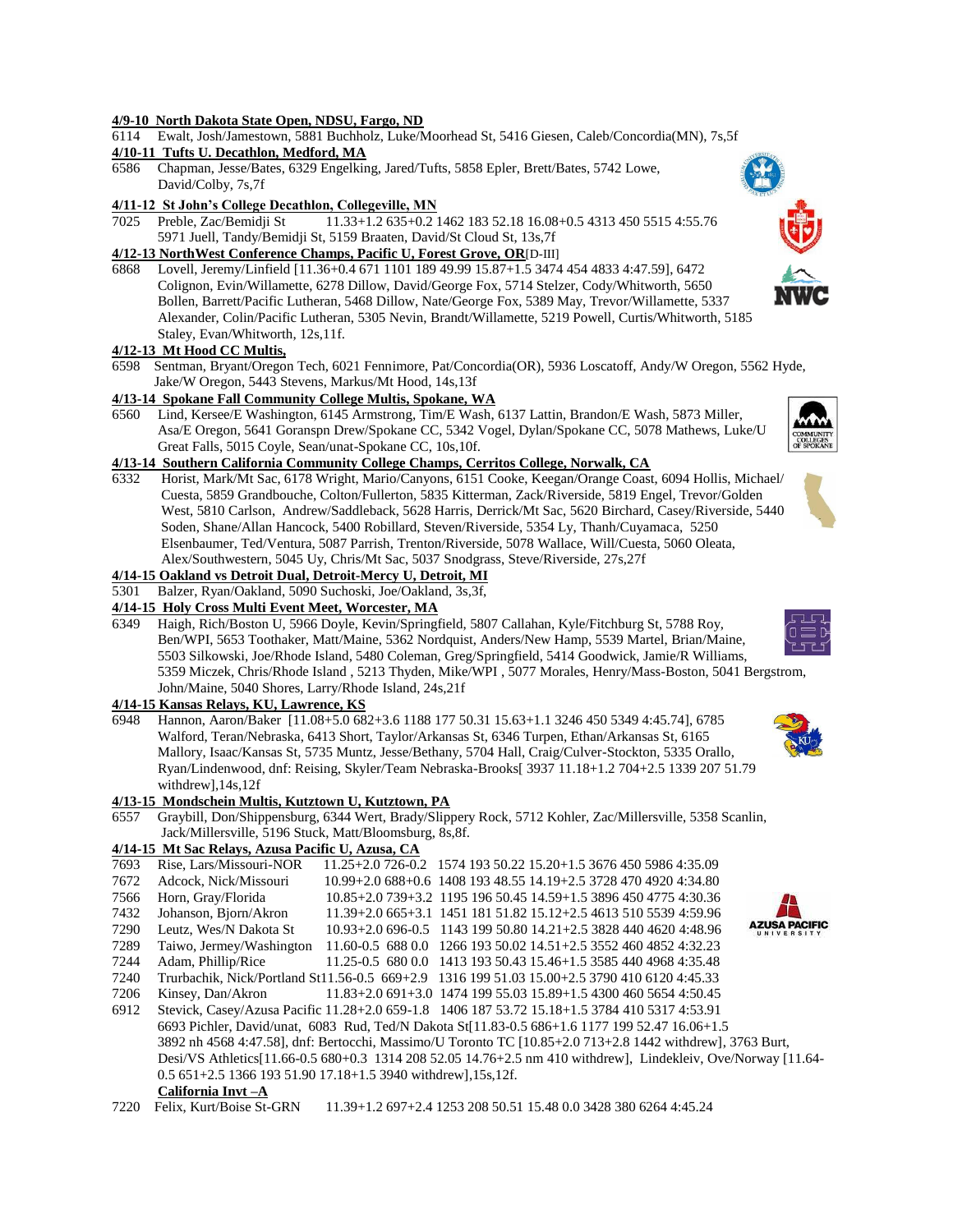**4/9-10 North Dakota State Open, NDSU, Fargo, ND**

6114 Ewalt, Josh/Jamestown, 5881 Buchholz, Luke/Moorhead St, 5416 Giesen, Caleb/Concordia(MN), 7s,5f

**4/10-11 Tufts U. Decathlon, Medford, MA**

6586 Chapman, Jesse/Bates, 6329 Engelking, Jared/Tufts, 5858 Epler, Brett/Bates, 5742 Lowe, David/Colby, 7s,7f

**4/11-12 St John's College Decathlon, Collegeville, MN**

7025 Preble, Zac/Bemidji St 11.33+1.2 635+0.2 1462 183 52.18 16.08+0.5 4313 450 5515 4:55.76
5971 Juell, Tandy/Bemidji St, 5159 Braaten, David/St Cloud St, 13s,7f

**4/12-13 NorthWest Conference Champs, Pacific U, Forest Grove, OR**[D-III]

6868 Lovell, Jeremy/Linfield [11.36+0.4 671 1101 189 49.99 15.87+1.5 3474 454 4833 4:47.59], 6472 Colignon, Evin/Willamette, 6278 Dillow, David/George Fox, 5714 Stelzer, Cody/Whitworth, 5650 Bollen, Barrett/Pacific Lutheran, 5468 Dillow, Nate/George Fox, 5389 May, Trevor/Willamette, 5337 Alexander, Colin/Pacific Lutheran, 5305 Nevin, Brandt/Willamette, 5219 Powell, Curtis/Whitworth, 5185 Staley, Evan/Whitworth, 12s,11f.

**4/12-13 Mt Hood CC Multis,**

6598 Sentman, Bryant/Oregon Tech, 6021 Fennimore, Pat/Concordia(OR), 5936 Loscatoff, Andy/W Oregon, 5562 Hyde, Jake/W Oregon, 5443 Stevens, Markus/Mt Hood, 14s,13f

**4/13-14 Spokane Fall Community College Multis, Spokane, WA**

6560 Lind, Kersee/E Washington, 6145 Armstrong, Tim/E Wash, 6137 Lattin, Brandon/E Wash, 5873 Miller, Asa/E Oregon, 5641 Goranspn Drew/Spokane CC, 5342 Vogel, Dylan/Spokane CC, 5078 Mathews, Luke/U Great Falls, 5015 Coyle, Sean/unat-Spokane CC, 10s,10f.

**4/13-14 Southern California Community College Champs, Cerritos College, Norwalk, CA**

6332 Horist, Mark/Mt Sac, 6178 Wright, Mario/Canyons, 6151 Cooke, Keegan/Orange Coast, 6094 Hollis, Michael/ Cuesta, 5859 Grandbouche, Colton/Fullerton, 5835 Kitterman, Zack/Riverside, 5819 Engel, Trevor/Golden West, 5810 Carlson, Andrew/Saddleback, 5628 Harris, Derrick/Mt Sac, 5620 Birchard, Casey/Riverside, 5440 Soden, Shane/Allan Hancock, 5400 Robillard, Steven/Riverside, 5354 Ly, Thanh/Cuyamaca, 5250 Elsenbaumer, Ted/Ventura, 5087 Parrish, Trenton/Riverside, 5078 Wallace, Will/Cuesta, 5060 Oleata, Alex/Southwestern, 5045 Uy, Chris/Mt Sac, 5037 Snodgrass, Steve/Riverside, 27s,27f

**4/14-15 Oakland vs Detroit Dual, Detroit-Mercy U, Detroit, MI**

5301 Balzer, Ryan/Oakland, 5090 Suchoski, Joe/Oakland, 3s,3f,

**4/14-15 Holy Cross Multi Event Meet, Worcester, MA**

6349 Haigh, Rich/Boston U, 5966 Doyle, Kevin/Springfield, 5807 Callahan, Kyle/Fitchburg St, 5788 Roy, Ben/WPI, 5653 Toothaker, Matt/Maine, 5362 Nordquist, Anders/New Hamp, 5539 Martel, Brian/Maine, 5503 Silkowski, Joe/Rhode Island, 5480 Coleman, Greg/Springfield, 5414 Goodwick, Jamie/R Williams, 5359 Miczek, Chris/Rhode Island , 5213 Thyden, Mike/WPI , 5077 Morales, Henry/Mass-Boston, 5041 Bergstrom, John/Maine, 5040 Shores, Larry/Rhode Island, 24s,21f

**4/14-15 Kansas Relays, KU, Lawrence, KS**

6948 Hannon, Aaron/Baker [11.08+5.0 682+3.6 1188 177 50.31 15.63+1.1 3246 450 5349 4:45.74], 6785 Walford, Teran/Nebraska, 6413 Short, Taylor/Arkansas St, 6346 Turpen, Ethan/Arkansas St, 6165 Mallory, Isaac/Kansas St, 5735 Muntz, Jesse/Bethany, 5704 Hall, Craig/Culver-Stockton, 5335 Orallo, Ryan/Lindenwood, dnf: Reising, Skyler/Team Nebraska-Brooks[ 3937 11.18+1.2 704+2.5 1339 207 51.79 withdrew],14s,12f

**4/13-15 Mondschein Multis, Kutztown U, Kutztown, PA**

6557 Graybill, Don/Shippensburg, 6344 Wert, Brady/Slippery Rock, 5712 Kohler, Zac/Millersville, 5358 Scanlin, Jack/Millersville, 5196 Stuck, Matt/Bloomsburg, 8s,8f.

**4/14-15 Mt Sac Relays, Azusa Pacific U, Azusa, CA**

7693 Rise, Lars/Missouri-NOR 11.25+2.0 726-0.2 1574 193 50.22 15.20+1.5 3676 450 5986 4:35.09
7672 Adcock, Nick/Missouri 10.99+2.0 688+0.6 1408 193 48.55 14.19+2.5 3728 470 4920 4:34.80
7566 Horn, Gray/Florida 10.85+2.0 739+3.2 1195 196 50.45 14.59+1.5 3896 450 4775 4:30.36
7432 Johanson, Bjorn/Akron 11.39+2.0 665+3.1 1451 181 51.82 15.12+2.5 4613 510 5539 4:59.96
7290 Leutz, Wes/N Dakota St 10.93+2.0 696-0.5 1143 199 50.80 14.21+2.5 3828 440 4620 4:48.96
7289 Taiwo, Jermey/Washington 11.60-0.5 688 0.0 1266 193 50.02 14.51+2.5 3552 460 4852 4:32.23
7244 Adam, Phillip/Rice 11.25-0.5 680 0.0 1413 193 50.43 15.46+1.5 3585 440 4968 4:35.48
7240 Trurbachik, Nick/Portland St11.56-0.5 669+2.9 1316 199 51.03 15.00+2.5 3790 410 6120 4:45.33
7206 Kinsey, Dan/Akron 11.83+2.0 691+3.0 1474 199 55.03 15.89+1.5 4300 460 5654 4:50.45
6912 Stevick, Casey/Azusa Pacific 11.28+2.0 659-1.8 1406 187 53.72 15.18+1.5 3784 410 5317 4:53.91
6693 Pichler, David/unat, 6083 Rud, Ted/N Dakota St[11.83-0.5 686+1.6 1177 199 52.47 16.06+1.5 3892 nh 4568 4:47.58], dnf: Bertocchi, Massimo/U Toronto TC [10.85+2.0 713+2.8 1442 withdrew], 3763 Burt, Desi/VS Athletics[11.66-0.5 680+0.3 1314 208 52.05 14.76+2.5 nm 410 withdrew], Lindekleiv, Ove/Norway [11.64-0.5 651+2.5 1366 193 51.90 17.18+1.5 3940 withdrew],15s,12f.

**California Invt –A**

7220 Felix, Kurt/Boise St-GRN 11.39+1.2 697+2.4 1253 208 50.51 15.48 0.0 3428 380 6264 4:45.24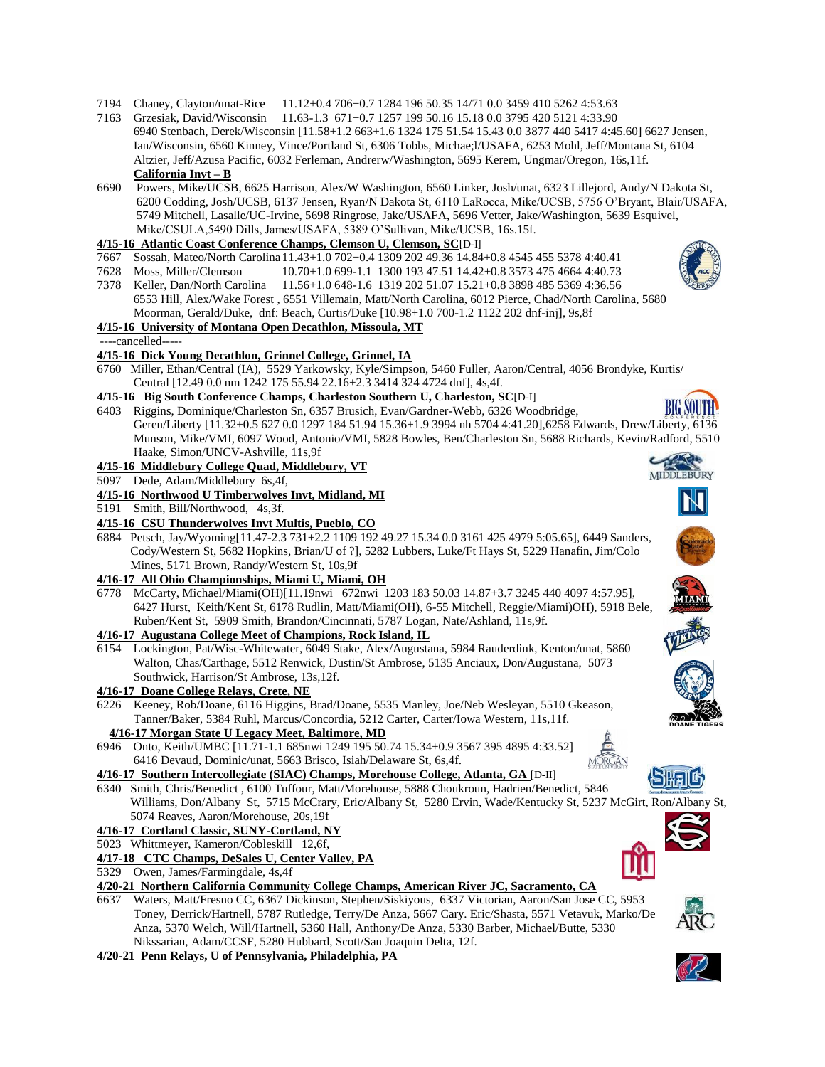7194 Chaney, Clayton/unat-Rice 11.12+0.4 706+0.7 1284 196 50.35 14/71 0.0 3459 410 5262 4:53.63

7163 Grzesiak, David/Wisconsin 11.63-1.3 671+0.7 1257 199 50.16 15.18 0.0 3795 420 5121 4:33.90
6940 Stenbach, Derek/Wisconsin [11.58+1.2 663+1.6 1324 175 51.54 15.43 0.0 3877 440 5417 4:45.60] 6627 Jensen, Ian/Wisconsin, 6560 Kinney, Vince/Portland St, 6306 Tobbs, Michae;l/USAFA, 6253 Mohl, Jeff/Montana St, 6104 Altzier, Jeff/Azusa Pacific, 6032 Ferleman, Andrerw/Washington, 5695 Kerem, Ungmar/Oregon, 16s,11f.

**California Invt – B**

6690 Powers, Mike/UCSB, 6625 Harrison, Alex/W Washington, 6560 Linker, Josh/unat, 6323 Lillejord, Andy/N Dakota St, 6200 Codding, Josh/UCSB, 6137 Jensen, Ryan/N Dakota St, 6110 LaRocca, Mike/UCSB, 5756 O'Bryant, Blair/USAFA, 5749 Mitchell, Lasalle/UC-Irvine, 5698 Ringrose, Jake/USAFA, 5696 Vetter, Jake/Washington, 5639 Esquivel, Mike/CSULA,5490 Dills, James/USAFA, 5389 O'Sullivan, Mike/UCSB, 16s.15f.

**4/15-16 Atlantic Coast Conference Champs, Clemson U, Clemson, SC**[D-I]

7667 Sossah, Mateo/North Carolina 11.43+1.0 702+0.4 1309 202 49.36 14.84+0.8 4545 455 5378 4:40.41

7628 Moss, Miller/Clemson 10.70+1.0 699-1.1 1300 193 47.51 14.42+0.8 3573 475 4664 4:40.73

7378 Keller, Dan/North Carolina 11.56+1.0 648-1.6 1319 202 51.07 15.21+0.8 3898 485 5369 4:36.56
6553 Hill, Alex/Wake Forest , 6551 Villemain, Matt/North Carolina, 6012 Pierce, Chad/North Carolina, 5680 Moorman, Gerald/Duke, dnf: Beach, Curtis/Duke [10.98+1.0 700-1.2 1122 202 dnf-inj], 9s,8f

**4/15-16 University of Montana Open Decathlon, Missoula, MT**

----cancelled-----

**4/15-16 Dick Young Decathlon, Grinnel College, Grinnel, IA**

6760 Miller, Ethan/Central (IA), 5529 Yarkowsky, Kyle/Simpson, 5460 Fuller, Aaron/Central, 4056 Brondyke, Kurtis/ Central [12.49 0.0 nm 1242 175 55.94 22.16+2.3 3414 324 4724 dnf], 4s,4f.

**4/15-16 Big South Conference Champs, Charleston Southern U, Charleston, SC**[D-I]

6403 Riggins, Dominique/Charleston Sn, 6357 Brusich, Evan/Gardner-Webb, 6326 Woodbridge, Geren/Liberty [11.32+0.5 627 0.0 1297 184 51.94 15.36+1.9 3994 nh 5704 4:41.20],6258 Edwards, Drew/Liberty, 6136 Munson, Mike/VMI, 6097 Wood, Antonio/VMI, 5828 Bowles, Ben/Charleston Sn, 5688 Richards, Kevin/Radford, 5510 Haake, Simon/UNCV-Ashville, 11s,9f

**4/15-16 Middlebury College Quad, Middlebury, VT**

5097 Dede, Adam/Middlebury 6s,4f,

**4/15-16 Northwood U Timberwolves Invt, Midland, MI**

5191 Smith, Bill/Northwood, 4s,3f.

**4/15-16 CSU Thunderwolves Invt Multis, Pueblo, CO**

6884 Petsch, Jay/Wyoming[11.47-2.3 731+2.2 1109 192 49.27 15.34 0.0 3161 425 4979 5:05.65], 6449 Sanders, Cody/Western St, 5682 Hopkins, Brian/U of ?], 5282 Lubbers, Luke/Ft Hays St, 5229 Hanafin, Jim/Colo Mines, 5171 Brown, Randy/Western St, 10s,9f

**4/16-17 All Ohio Championships, Miami U, Miami, OH**

6778 McCarty, Michael/Miami(OH)[11.19nwi 672nwi 1203 183 50.03 14.87+3.7 3245 440 4097 4:57.95], 6427 Hurst, Keith/Kent St, 6178 Rudlin, Matt/Miami(OH), 6-55 Mitchell, Reggie/Miami)OH), 5918 Bele, Ruben/Kent St, 5909 Smith, Brandon/Cincinnati, 5787 Logan, Nate/Ashland, 11s,9f.

**4/16-17 Augustana College Meet of Champions, Rock Island, IL**

6154 Lockington, Pat/Wisc-Whitewater, 6049 Stake, Alex/Augustana, 5984 Rauderdink, Kenton/unat, 5860 Walton, Chas/Carthage, 5512 Renwick, Dustin/St Ambrose, 5135 Anciaux, Don/Augustana, 5073 Southwick, Harrison/St Ambrose, 13s,12f.

**4/16-17 Doane College Relays, Crete, NE**

6226 Keeney, Rob/Doane, 6116 Higgins, Brad/Doane, 5535 Manley, Joe/Neb Wesleyan, 5510 Gkeason, Tanner/Baker, 5384 Ruhl, Marcus/Concordia, 5212 Carter, Carter/Iowa Western, 11s,11f.

**4/16-17 Morgan State U Legacy Meet, Baltimore, MD**

6946 Onto, Keith/UMBC [11.71-1.1 685nwi 1249 195 50.74 15.34+0.9 3567 395 4895 4:33.52] 6416 Devaud, Dominic/unat, 5663 Brisco, Isiah/Delaware St, 6s,4f.

**4/16-17 Southern Intercollegiate (SIAC) Champs, Morehouse College, Atlanta, GA** [D-II]

6340 Smith, Chris/Benedict , 6100 Tuffour, Matt/Morehouse, 5888 Choukroun, Hadrien/Benedict, 5846 Williams, Don/Albany St, 5715 McCrary, Eric/Albany St, 5280 Ervin, Wade/Kentucky St, 5237 McGirt, Ron/Albany St, 5074 Reaves, Aaron/Morehouse, 20s,19f

**4/16-17 Cortland Classic, SUNY-Cortland, NY**

5023 Whittmeyer, Kameron/Cobleskill 12,6f,

**4/17-18 CTC Champs, DeSales U, Center Valley, PA**

5329 Owen, James/Farmingdale, 4s,4f

**4/20-21 Northern California Community College Champs, American River JC, Sacramento, CA**

6637 Waters, Matt/Fresno CC, 6367 Dickinson, Stephen/Siskiyous, 6337 Victorian, Aaron/San Jose CC, 5953 Toney, Derrick/Hartnell, 5787 Rutledge, Terry/De Anza, 5667 Cary. Eric/Shasta, 5571 Vetavuk, Marko/De Anza, 5370 Welch, Will/Hartnell, 5360 Hall, Anthony/De Anza, 5330 Barber, Michael/Butte, 5330 Nikssarian, Adam/CCSF, 5280 Hubbard, Scott/San Joaquin Delta, 12f.

**4/20-21 Penn Relays, U of Pennsylvania, Philadelphia, PA**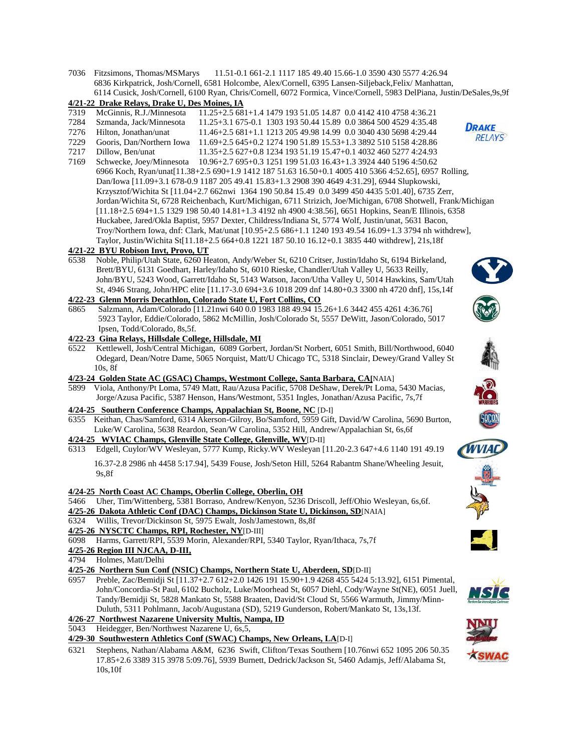7036 Fitzsimons, Thomas/MSMarys 11.51-0.1 661-2.1 1117 185 49.40 15.66-1.0 3590 430 5577 4:26.94
6836 Kirkpatrick, Josh/Cornell, 6581 Holcombe, Alex/Cornell, 6395 Lansen-Siljeback,Felix/ Manhattan, 6114 Cusick, Josh/Cornell, 6100 Ryan, Chris/Cornell, 6072 Formica, Vince/Cornell, 5983 DelPiana, Justin/DeSales,9s,9f

**4/21-22 Drake Relays, Drake U, Des Moines, IA**

7319 McGinnis, R.J./Minnesota 11.25+2.5 681+1.4 1479 193 51.05 14.87 0.0 4142 410 4758 4:36.21
7284 Szmanda, Jack/Minnesota 11.25+3.1 675-0.1 1303 193 50.44 15.89 0.0 3864 500 4529 4:35.48
7276 Hilton, Jonathan/unat 11.46+2.5 681+1.1 1213 205 49.98 14.99 0.0 3040 430 5698 4:29.44
7229 Gooris, Dan/Northern Iowa 11.69+2.5 645+0.2 1274 190 51.89 15.53+1.3 3892 510 5158 4:28.86
7217 Dillow, Ben/unat 11.35+2.5 627+0.8 1234 193 51.19 15.47+0.1 4032 460 5277 4:24.93
7169 Schwecke, Joey/Minnesota 10.96+2.7 695+0.3 1251 199 51.03 16.43+1.3 3924 440 5196 4:50.62
6966 Koch, Ryan/unat[11.38+2.5 690+1.9 1412 187 51.63 16.50+0.1 4005 410 5366 4:52.65], 6957 Rolling, Dan/Iowa [11.09+3.1 678-0.9 1187 205 49.41 15.83+1.3 2908 390 4649 4:31.29], 6944 Slupkowski, Krzysztof/Wichita St [11.04+2.7 662nwi 1364 190 50.84 15.49 0.0 3499 450 4435 5:01.40], 6735 Zerr, Jordan/Wichita St, 6728 Reichenbach, Kurt/Michigan, 6711 Strizich, Joe/Michigan, 6708 Shotwell, Frank/Michigan [11.18+2.5 694+1.5 1329 198 50.40 14.81+1.3 4192 nh 4900 4:38.56], 6651 Hopkins, Sean/E Illinois, 6358 Huckabee, Jared/Okla Baptist, 5957 Dexter, Childress/Indiana St, 5774 Wolf, Justin/unat, 5631 Bacon, Troy/Northern Iowa, dnf: Clark, Mat/unat [10.95+2.5 686+1.1 1240 193 49.54 16.09+1.3 3794 nh withdrew], Taylor, Justin/Wichita St[11.18+2.5 664+0.8 1221 187 50.10 16.12+0.1 3835 440 withdrew], 21s,18f

**4/21-22 BYU Robison Invt, Provo, UT**

6538 Noble, Philip/Utah State, 6260 Heaton, Andy/Weber St, 6210 Critser, Justin/Idaho St, 6194 Birkeland, Brett/BYU, 6131 Goedhart, Harley/Idaho St, 6010 Rieske, Chandler/Utah Valley U, 5633 Reilly, John/BYU, 5243 Wood, Garrett/Idaho St, 5143 Watson, Jacon/Utha Valley U, 5014 Hawkins, Sam/Utah St, 4946 Strang, John/HPC elite [11.17-3.0 694+3.6 1018 209 dnf 14.80+0.3 3300 nh 4720 dnf], 15s,14f

**4/22-23 Glenn Morris Decathlon, Colorado State U, Fort Collins, CO**

6865 Salzmann, Adam/Colorado [11.21nwi 640 0.0 1983 188 49.94 15.26+1.6 3442 455 4261 4:36.76]
5923 Taylor, Eddie/Colorado, 5862 McMillin, Josh/Colorado St, 5557 DeWitt, Jason/Colorado, 5017 Ipsen, Todd/Colorado, 8s,5f.

**4/22-23 Gina Relays, Hillsdale College, Hillsdale, MI**

6522 Kettlewell, Josh/Central Michigan, 6089 Gorbert, Jordan/St Norbert, 6051 Smith, Bill/Northwood, 6040 Odegard, Dean/Notre Dame, 5065 Norquist, Matt/U Chicago TC, 5318 Sinclair, Dewey/Grand Valley St 10s, 8f

**4/23-24 Golden State AC (GSAC) Champs, Westmont College, Santa Barbara, CA**[NAIA]

5899 Viola, Anthony/Pt Loma, 5749 Matt, Rau/Azusa Pacific, 5708 DeShaw, Derek/Pt Loma, 5430 Macias, Jorge/Azusa Pacific, 5387 Henson, Hans/Westmont, 5351 Ingles, Jonathan/Azusa Pacific, 7s,7f

**4/24-25 Southern Conference Champs, Appalachian St, Boone, NC** [D-I]

6355 Keithan, Chas/Samford, 6314 Akerson-Gilroy, Bo/Samford, 5959 Gift, David/W Carolina, 5690 Burton, Luke/W Carolina, 5638 Reardon, Sean/W Carolina, 5352 Hill, Andrew/Appalachian St, 6s,6f

**4/24-25 WVIAC Champs, Glenville State College, Glenville, WV**[D-II]

6313 Edgell, Cuylor/WV Wesleyan, 5777 Kump, Ricky.WV Wesleyan [11.20-2.3 647+4.6 1140 191 49.19 16.37-2.8 2986 nh 4458 5:17.94], 5439 Fouse, Josh/Seton Hill, 5264 Rabantm Shane/Wheeling Jesuit, 9s,8f

**4/24-25 North Coast AC Champs, Oberlin College, Oberlin, OH**

5466 Uher, Tim/Wittenberg, 5381 Borraso, Andrew/Kenyon, 5236 Driscoll, Jeff/Ohio Wesleyan, 6s,6f.

**4/25-26 Dakota Athletic Conf (DAC) Champs, Dickinson State U, Dickinson, SD**[NAIA]

6324 Willis, Trevor/Dickinson St, 5975 Ewalt, Josh/Jamestown, 8s,8f

**4/25-26 NYSCTC Champs, RPI, Rochester, NY**[D-III]

6098 Harms, Garrett/RPI, 5539 Morin, Alexander/RPI, 5340 Taylor, Ryan/Ithaca, 7s,7f

**4/25-26 Region III NJCAA, D-III,**

4794 Holmes, Matt/Delhi

**4/25-26 Northern Sun Conf (NSIC) Champs, Northern State U, Aberdeen, SD**[D-II]

6957 Preble, Zac/Bemidji St [11.37+2.7 612+2.0 1426 191 15.90+1.9 4268 455 5424 5:13.92], 6151 Pimental, John/Concordia-St Paul, 6102 Bucholz, Luke/Moorhead St, 6057 Diehl, Cody/Wayne St(NE), 6051 Juell, Tandy/Bemidji St, 5828 Mankato St, 5588 Braaten, David/St Cloud St, 5566 Warmuth, Jimmy/Minn-Duluth, 5311 Pohlmann, Jacob/Augustana (SD), 5219 Gunderson, Robert/Mankato St, 13s,13f.

**4/26-27 Northwest Nazarene University Multis, Nampa, ID**

5043 Heidegger, Ben/Northwest Nazarene U, 6s,5,

**4/29-30 Southwestern Athletics Conf (SWAC) Champs, New Orleans, LA**[D-I]

6321 Stephens, Nathan/Alabama A&M, 6236 Swift, Clifton/Texas Southern [10.76nwi 652 1095 206 50.35 17.85+2.6 3389 315 3978 5:09.76], 5939 Burnett, Dedrick/Jackson St, 5460 Adamjs, Jeff/Alabama St, 10s,10f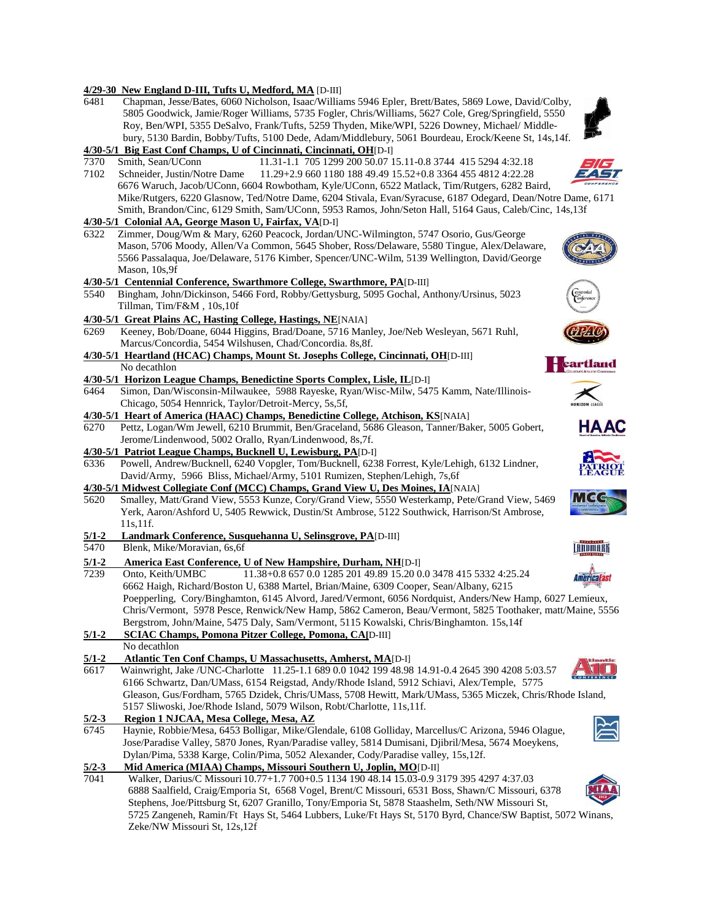**4/29-30 New England D-III, Tufts U, Medford, MA** [D-III]

6481 Chapman, Jesse/Bates, 6060 Nicholson, Isaac/Williams 5946 Epler, Brett/Bates, 5869 Lowe, David/Colby, 5805 Goodwick, Jamie/Roger Williams, 5735 Fogler, Chris/Williams, 5627 Cole, Greg/Springfield, 5550 Roy, Ben/WPI, 5355 DeSalvo, Frank/Tufts, 5259 Thyden, Mike/WPI, 5226 Downey, Michael/ Middlebury, 5130 Bardin, Bobby/Tufts, 5100 Dede, Adam/Middlebury, 5061 Bourdeau, Erock/Keene St, 14s,14f.

**4/30-5/1 Big East Conf Champs, U of Cincinnati, Cincinnati, OH**[D-I]

7370 Smith, Sean/UConn 11.31-1.1 705 1299 200 50.07 15.11-0.8 3744 415 5294 4:32.18

7102 Schneider, Justin/Notre Dame 11.29+2.9 660 1180 188 49.49 15.52+0.8 3364 455 4812 4:22.28

6676 Waruch, Jacob/UConn, 6604 Rowbotham, Kyle/UConn, 6522 Matlack, Tim/Rutgers, 6282 Baird, Mike/Rutgers, 6220 Glasnow, Ted/Notre Dame, 6204 Stivala, Evan/Syracuse, 6187 Odegard, Dean/Notre Dame, 6171 Smith, Brandon/Cinc, 6129 Smith, Sam/UConn, 5953 Ramos, John/Seton Hall, 5164 Gaus, Caleb/Cinc, 14s,13f

**4/30-5/1 Colonial AA, George Mason U, Fairfax, VA**[D-I]

6322 Zimmer, Doug/Wm & Mary, 6260 Peacock, Jordan/UNC-Wilmington, 5747 Osorio, Gus/George Mason, 5706 Moody, Allen/Va Common, 5645 Shober, Ross/Delaware, 5580 Tingue, Alex/Delaware, 5566 Passalaqua, Joe/Delaware, 5176 Kimber, Spencer/UNC-Wilm, 5139 Wellington, David/George Mason, 10s,9f

**4/30-5/1 Centennial Conference, Swarthmore College, Swarthmore, PA**[D-III]

5540 Bingham, John/Dickinson, 5466 Ford, Robby/Gettysburg, 5095 Gochal, Anthony/Ursinus, 5023 Tillman, Tim/F&M , 10s,10f

**4/30-5/1 Great Plains AC, Hasting College, Hastings, NE**[NAIA]

6269 Keeney, Bob/Doane, 6044 Higgins, Brad/Doane, 5716 Manley, Joe/Neb Wesleyan, 5671 Ruhl, Marcus/Concordia, 5454 Wilshusen, Chad/Concordia. 8s,8f.

**4/30-5/1 Heartland (HCAC) Champs, Mount St. Josephs College, Cincinnati, OH**[D-III]

No decathlon

**4/30-5/1 Horizon League Champs, Benedictine Sports Complex, Lisle, IL**[D-I]

6464 Simon, Dan/Wisconsin-Milwaukee, 5988 Rayeske, Ryan/Wisc-Milw, 5475 Kamm, Nate/Illinois-Chicago, 5054 Hennrick, Taylor/Detroit-Mercy, 5s,5f,

**4/30-5/1 Heart of America (HAAC) Champs, Benedictine College, Atchison, KS**[NAIA]

6270 Pettz, Logan/Wm Jewell, 6210 Brummit, Ben/Graceland, 5686 Gleason, Tanner/Baker, 5005 Gobert, Jerome/Lindenwood, 5002 Orallo, Ryan/Lindenwood, 8s,7f.

**4/30-5/1 Patriot League Champs, Bucknell U, Lewisburg, PA**[D-I]

6336 Powell, Andrew/Bucknell, 6240 Vopgler, Tom/Bucknell, 6238 Forrest, Kyle/Lehigh, 6132 Lindner, David/Army, 5966 Bliss, Michael/Army, 5101 Rumizen, Stephen/Lehigh, 7s,6f

**4/30-5/1 Midwest Collegiate Conf (MCC) Champs, Grand View U, Des Moines, IA**[NAIA]

5620 Smalley, Matt/Grand View, 5553 Kunze, Cory/Grand View, 5550 Westerkamp, Pete/Grand View, 5469 Yerk, Aaron/Ashford U, 5405 Rewwick, Dustin/St Ambrose, 5122 Southwick, Harrison/St Ambrose, 11s,11f.

**5/1-2 Landmark Conference, Susquehanna U, Selinsgrove, PA**[D-III]

5470 Blenk, Mike/Moravian, 6s,6f

**5/1-2 America East Conference, U of New Hampshire, Durham, NH**[D-I]

7239 Onto, Keith/UMBC 11.38+0.8 657 0.0 1285 201 49.89 15.20 0.0 3478 415 5332 4:25.24

6662 Haigh, Richard/Boston U, 6388 Martel, Brian/Maine, 6309 Cooper, Sean/Albany, 6215 Poepperling, Cory/Binghamton, 6145 Alvord, Jared/Vermont, 6056 Nordquist, Anders/New Hamp, 6027 Lemieux, Chris/Vermont, 5978 Pesce, Renwick/New Hamp, 5862 Cameron, Beau/Vermont, 5825 Toothaker, matt/Maine, 5556 Bergstrom, John/Maine, 5475 Daly, Sam/Vermont, 5115 Kowalski, Chris/Binghamton. 15s,14f

**5/1-2 SCIAC Champs, Pomona Pitzer College, Pomona, CA**[D-III]

No decathlon

**5/1-2 Atlantic Ten Conf Champs, U Massachusetts, Amherst, MA**[D-I]

6617 Wainwright, Jake /UNC-Charlotte 11.25-1.1 689 0.0 1042 199 48.98 14.91-0.4 2645 390 4208 5:03.57

6166 Schwartz, Dan/UMass, 6154 Reigstad, Andy/Rhode Island, 5912 Schiavi, Alex/Temple, 5775 Gleason, Gus/Fordham, 5765 Dzidek, Chris/UMass, 5708 Hewitt, Mark/UMass, 5365 Miczek, Chris/Rhode Island, 5157 Sliwoski, Joe/Rhode Island, 5079 Wilson, Robt/Charlotte, 11s,11f.

**5/2-3 Region 1 NJCAA, Mesa College, Mesa, AZ**

6745 Haynie, Robbie/Mesa, 6453 Bolligar, Mike/Glendale, 6108 Golliday, Marcellus/C Arizona, 5946 Olague, Jose/Paradise Valley, 5870 Jones, Ryan/Paradise valley, 5814 Dumisani, Djibril/Mesa, 5674 Moeykens, Dylan/Pima, 5338 Karge, Colin/Pima, 5052 Alexander, Cody/Paradise valley, 15s,12f.

**5/2-3 Mid America (MIAA) Champs, Missouri Southern U, Joplin, MO**[D-II]

7041 Walker, Darius/C Missouri 10.77+1.7 700+0.5 1134 190 48.14 15.03-0.9 3179 395 4297 4:37.03

6888 Saalfield, Craig/Emporia St, 6568 Vogel, Brent/C Missouri, 6531 Boss, Shawn/C Missouri, 6378 Stephens, Joe/Pittsburg St, 6207 Granillo, Tony/Emporia St, 5878 Staashelm, Seth/NW Missouri St, 5725 Zangeneh, Ramin/Ft Hays St, 5464 Lubbers, Luke/Ft Hays St, 5170 Byrd, Chance/SW Baptist, 5072 Winans, Zeke/NW Missouri St, 12s,12f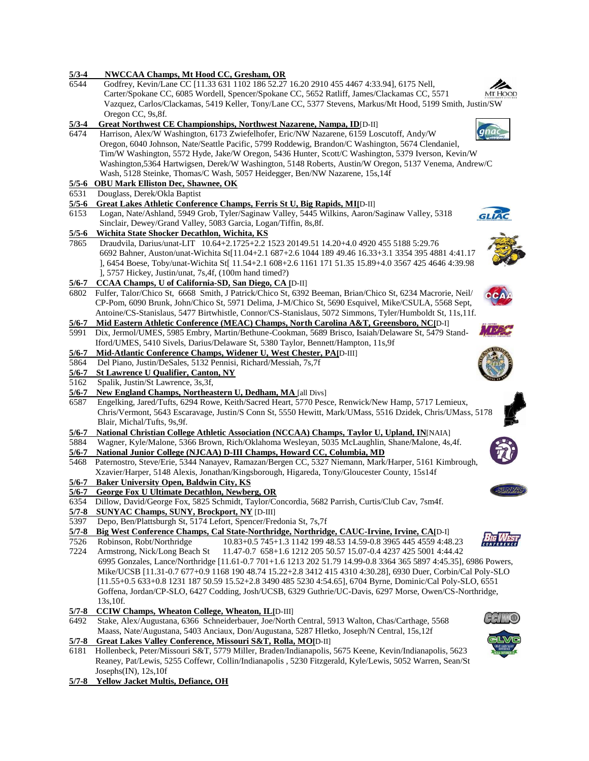**5/3-4 NWCCAA Champs, Mt Hood CC, Gresham, OR**

6544 Godfrey, Kevin/Lane CC [11.33 631 1102 186 52.27 16.20 2910 455 4467 4:33.94], 6175 Nell, Carter/Spokane CC, 6085 Wordell, Spencer/Spokane CC, 5652 Ratliff, James/Clackamas CC, 5571 Vazquez, Carlos/Clackamas, 5419 Keller, Tony/Lane CC, 5377 Stevens, Markus/Mt Hood, 5199 Smith, Justin/SW Oregon CC, 9s,8f.

**5/3-4 Great Northwest CE Championships, Northwest Nazarene, Nampa, ID**[D-II]

6474 Harrison, Alex/W Washington, 6173 Zwiefelhofer, Eric/NW Nazarene, 6159 Loscutoff, Andy/W Oregon, 6040 Johnson, Nate/Seattle Pacific, 5799 Roddewig, Brandon/C Washington, 5674 Clendaniel, Tim/W Washington, 5572 Hyde, Jake/W Oregon, 5436 Hunter, Scott/C Washington, 5379 Iverson, Kevin/W Washington,5364 Hartwigsen, Derek/W Washington, 5148 Roberts, Austin/W Oregon, 5137 Venema, Andrew/C Wash, 5128 Steinke, Thomas/C Wash, 5057 Heidegger, Ben/NW Nazarene, 15s,14f

**5/5-6 OBU Mark Elliston Dec, Shawnee, OK**

6531 Douglass, Derek/Okla Baptist

**5/5-6 Great Lakes Athletic Conference Champs, Ferris St U, Big Rapids, MI[**D-II]

6153 Logan, Nate/Ashland, 5949 Grob, Tyler/Saginaw Valley, 5445 Wilkins, Aaron/Saginaw Valley, 5318 Sinclair, Dewey/Grand Valley, 5083 Garcia, Logan/Tiffin, 8s,8f.

**5/5-6 Wichita State Shocker Decathlon, Wichita, KS**

7865 Draudvila, Darius/unat-LIT 10.64+2.1725+2.2 1523 20149.51 14.20+4.0 4920 455 5188 5:29.76
6692 Bahner, Auston/unat-Wichita St[11.04+2.1 687+2.6 1044 189 49.46 16.33+3.1 3354 395 4881 4:41.17 ], 6454 Boese, Toby/unat-Wichita St[ 11.54+2.1 608+2.6 1161 171 51.35 15.89+4.0 3567 425 4646 4:39.98 ], 5757 Hickey, Justin/unat, 7s,4f, (100m hand timed?)

**5/6-7 CCAA Champs, U of California-SD, San Diego, CA [**D-II]

6802 Fulfer, Talor/Chico St, 6668 Smith, J Patrick/Chico St, 6392 Beeman, Brian/Chico St, 6234 Macrorie, Neil/ CP-Pom, 6090 Brunk, John/Chico St, 5971 Delima, J-M/Chico St, 5690 Esquivel, Mike/CSULA, 5568 Sept, Antoine/CS-Stanislaus, 5477 Birtwhistle, Connor/CS-Stanislaus, 5072 Simmons, Tyler/Humboldt St, 11s,11f.

**5/6-7 Mid Eastern Athletic Conference (MEAC) Champs, North Carolina A&T, Greensboro, NC[**D-I]

5991 Dix, Jermol/UMES, 5985 Embry, Martin/Bethune-Cookman, 5689 Brisco, Isaiah/Delaware St, 5479 Stand-Iford/UMES, 5410 Sivels, Darius/Delaware St, 5380 Taylor, Bennett/Hampton, 11s,9f

**5/6-7 Mid-Atlantic Conference Champs, Widener U, West Chester, PA[**D-III]

5864 Del Piano, Justin/DeSales, 5132 Pennisi, Richard/Messiah, 7s,7f

**5/6-7 St Lawrence U Qualifier, Canton, NY**

5162 Spalik, Justin/St Lawrence, 3s,3f,

**5/6-7 New England Champs, Northeastern U, Dedham, MA** [all Divs]

6587 Engelking, Jared/Tufts, 6294 Rowe, Keith/Sacred Heart, 5770 Pesce, Renwick/New Hamp, 5717 Lemieux, Chris/Vermont, 5643 Escaravage, Justin/S Conn St, 5550 Hewitt, Mark/UMass, 5516 Dzidek, Chris/UMass, 5178 Blair, Michal/Tufts, 9s,9f.

**5/6-7 National Christian College Athletic Association (NCCAA) Champs, Taylor U, Upland, IN**[NAIA]

5884 Wagner, Kyle/Malone, 5366 Brown, Rich/Oklahoma Wesleyan, 5035 McLaughlin, Shane/Malone, 4s,4f.

**5/6-7 National Junior College (NJCAA) D-III Champs, Howard CC, Columbia, MD**

5468 Paternostro, Steve/Erie, 5344 Nanayev, Ramazan/Bergen CC, 5327 Niemann, Mark/Harper, 5161 Kimbrough, Xzavier/Harper, 5148 Alexis, Jonathan/Kingsborough, Higareda, Tony/Gloucester County, 15s14f

**5/6-7 Baker University Open, Baldwin City, KS**

**5/6-7 George Fox U Ultimate Decathlon, Newberg, OR**

6354 Dillow, David/George Fox, 5825 Schmidt, Taylor/Concordia, 5682 Parrish, Curtis/Club Cav, 7sm4f.

**5/7-8 SUNYAC Champs, SUNY, Brockport, NY** [D-III]

5397 Depo, Ben/Plattsburgh St, 5174 Lefort, Spencer/Fredonia St, 7s,7f

**5/7-8 Big West Conference Champs, Cal State-Northridge, Northridge, CAUC-Irvine, Irvine, CA[**D-I]

7526 Robinson, Robt/Northridge 10.83+0.5 745+1.3 1142 199 48.53 14.59-0.8 3965 445 4559 4:48.23
7224 Armstrong, Nick/Long Beach St 11.47-0.7 658+1.6 1212 205 50.57 15.07-0.4 4237 425 5001 4:44.42
6995 Gonzales, Lance/Northridge [11.61-0.7 701+1.6 1213 202 51.79 14.99-0.8 3364 365 5897 4:45.35], 6986 Powers, Mike/UCSB [11.31-0.7 677+0.9 1168 190 48.74 15.22+2.8 3412 415 4310 4:30.28], 6930 Duer, Corbin/Cal Poly-SLO [11.55+0.5 633+0.8 1231 187 50.59 15.52+2.8 3490 485 5230 4:54.65], 6704 Byrne, Dominic/Cal Poly-SLO, 6551 Goffena, Jordan/CP-SLO, 6427 Codding, Josh/UCSB, 6329 Guthrie/UC-Davis, 6297 Morse, Owen/CS-Northridge, 13s,10f.

**5/7-8 CCIW Champs, Wheaton College, Wheaton, IL[**D-III]

6492 Stake, Alex/Augustana, 6366 Schneiderbauer, Joe/North Central, 5913 Walton, Chas/Carthage, 5568 Maass, Nate/Augustana, 5403 Anciaux, Don/Augustana, 5287 Hletko, Joseph/N Central, 15s,12f

**5/7-8 Great Lakes Valley Conference, Missouri S&T, Rolla, MO[**D-II]

6181 Hollenbeck, Peter/Missouri S&T, 5779 Miller, Braden/Indianapolis, 5675 Keene, Kevin/Indianapolis, 5623 Reaney, Pat/Lewis, 5255 Coffewr, Collin/Indianapolis , 5230 Fitzgerald, Kyle/Lewis, 5052 Warren, Sean/St Josephs(IN), 12s,10f

**5/7-8 Yellow Jacket Multis, Defiance, OH**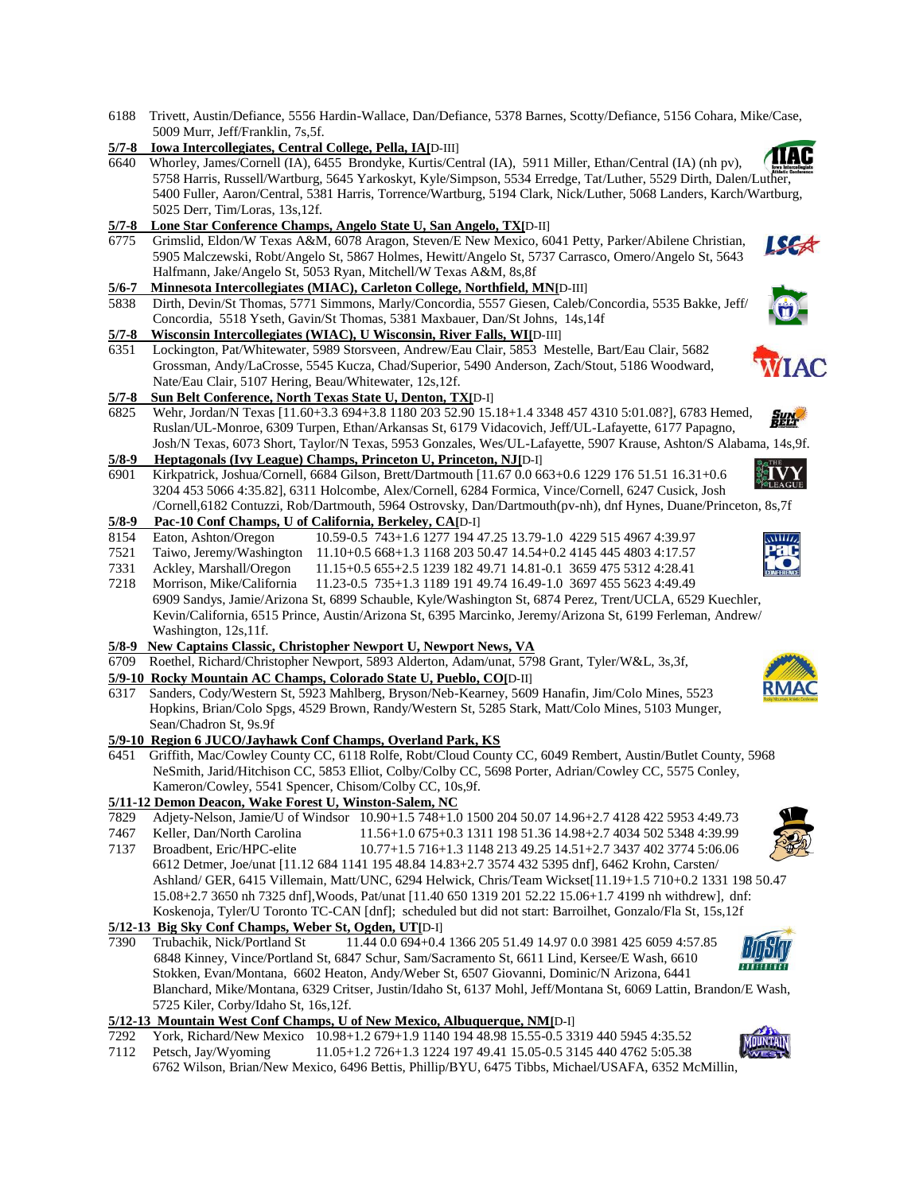6188 Trivett, Austin/Defiance, 5556 Hardin-Wallace, Dan/Defiance, 5378 Barnes, Scotty/Defiance, 5156 Cohara, Mike/Case, 5009 Murr, Jeff/Franklin, 7s,5f.

**5/7-8 Iowa Intercollegiates, Central College, Pella, IA[D-III]**

6640 Whorley, James/Cornell (IA), 6455 Brondyke, Kurtis/Central (IA), 5911 Miller, Ethan/Central (IA) (nh pv), 5758 Harris, Russell/Wartburg, 5645 Yarkoskyt, Kyle/Simpson, 5534 Erredge, Tat/Luther, 5529 Dirth, Dalen/Luther, 5400 Fuller, Aaron/Central, 5381 Harris, Torrence/Wartburg, 5194 Clark, Nick/Luther, 5068 Landers, Karch/Wartburg, 5025 Derr, Tim/Loras, 13s,12f.

**5/7-8 Lone Star Conference Champs, Angelo State U, San Angelo, TX[D-II]**

6775 Grimslid, Eldon/W Texas A&M, 6078 Aragon, Steven/E New Mexico, 6041 Petty, Parker/Abilene Christian, 5905 Malczewski, Robt/Angelo St, 5867 Holmes, Hewitt/Angelo St, 5737 Carrasco, Omero/Angelo St, 5643 Halfmann, Jake/Angelo St, 5053 Ryan, Mitchell/W Texas A&M, 8s,8f

**5/6-7 Minnesota Intercollegiates (MIAC), Carleton College, Northfield, MN[D-III]**

5838 Dirth, Devin/St Thomas, 5771 Simmons, Marly/Concordia, 5557 Giesen, Caleb/Concordia, 5535 Bakke, Jeff/ Concordia, 5518 Yseth, Gavin/St Thomas, 5381 Maxbauer, Dan/St Johns, 14s,14f

**5/7-8 Wisconsin Intercollegiates (WIAC), U Wisconsin, River Falls, WI[D-III]**

6351 Lockington, Pat/Whitewater, 5989 Storsveen, Andrew/Eau Clair, 5853 Mestelle, Bart/Eau Clair, 5682 Grossman, Andy/LaCrosse, 5545 Kucza, Chad/Superior, 5490 Anderson, Zach/Stout, 5186 Woodward, Nate/Eau Clair, 5107 Hering, Beau/Whitewater, 12s,12f.

**5/7-8 Sun Belt Conference, North Texas State U, Denton, TX[D-I]**

6825 Wehr, Jordan/N Texas [11.60+3.3 694+3.8 1180 203 52.90 15.18+1.4 3348 457 4310 5:01.08?], 6783 Hemed, Ruslan/UL-Monroe, 6309 Turpen, Ethan/Arkansas St, 6179 Vidacovich, Jeff/UL-Lafayette, 6177 Papagno, Josh/N Texas, 6073 Short, Taylor/N Texas, 5953 Gonzales, Wes/UL-Lafayette, 5907 Krause, Ashton/S Alabama, 14s,9f.

**5/8-9 Heptagonals (Ivy League) Champs, Princeton U, Princeton, NJ[D-I]**

6901 Kirkpatrick, Joshua/Cornell, 6684 Gilson, Brett/Dartmouth [11.67 0.0 663+0.6 1229 176 51.51 16.31+0.6 3204 453 5066 4:35.82], 6311 Holcombe, Alex/Cornell, 6284 Formica, Vince/Cornell, 6247 Cusick, Josh /Cornell,6182 Contuzzi, Rob/Dartmouth, 5964 Ostrovsky, Dan/Dartmouth(pv-nh), dnf Hynes, Duane/Princeton, 8s,7f

**5/8-9 Pac-10 Conf Champs, U of California, Berkeley, CA[D-I]**

8154 Eaton, Ashton/Oregon 10.59-0.5 743+1.6 1277 194 47.25 13.79-1.0 4229 515 4967 4:39.97

7521 Taiwo, Jeremy/Washington 11.10+0.5 668+1.3 1168 203 50.47 14.54+0.2 4145 445 4803 4:17.57

7331 Ackley, Marshall/Oregon 11.15+0.5 655+2.5 1239 182 49.71 14.81-0.1 3659 475 5312 4:28.41

7218 Morrison, Mike/California 11.23-0.5 735+1.3 1189 191 49.74 16.49-1.0 3697 455 5623 4:49.49

6909 Sandys, Jamie/Arizona St, 6899 Schauble, Kyle/Washington St, 6874 Perez, Trent/UCLA, 6529 Kuechler, Kevin/California, 6515 Prince, Austin/Arizona St, 6395 Marcinko, Jeremy/Arizona St, 6199 Ferleman, Andrew/ Washington, 12s,11f.

**5/8-9 New Captains Classic, Christopher Newport U, Newport News, VA**

6709 Roethel, Richard/Christopher Newport, 5893 Alderton, Adam/unat, 5798 Grant, Tyler/W&L, 3s,3f,

**5/9-10 Rocky Mountain AC Champs, Colorado State U, Pueblo, CO[D-II]**

6317 Sanders, Cody/Western St, 5923 Mahlberg, Bryson/Neb-Kearney, 5609 Hanafin, Jim/Colo Mines, 5523 Hopkins, Brian/Colo Spgs, 4529 Brown, Randy/Western St, 5285 Stark, Matt/Colo Mines, 5103 Munger, Sean/Chadron St, 9s.9f

**5/9-10 Region 6 JUCO/Jayhawk Conf Champs, Overland Park, KS**

6451 Griffith, Mac/Cowley County CC, 6118 Rolfe, Robt/Cloud County CC, 6049 Rembert, Austin/Butlet County, 5968 NeSmith, Jarid/Hitchison CC, 5853 Elliot, Colby/Colby CC, 5698 Porter, Adrian/Cowley CC, 5575 Conley, Kameron/Cowley, 5541 Spencer, Chisom/Colby CC, 10s,9f.

**5/11-12 Demon Deacon, Wake Forest U, Winston-Salem, NC**

7829 Adjety-Nelson, Jamie/U of Windsor 10.90+1.5 748+1.0 1500 204 50.07 14.96+2.7 4128 422 5953 4:49.73

7467 Keller, Dan/North Carolina 11.56+1.0 675+0.3 1311 198 51.36 14.98+2.7 4034 502 5348 4:39.99

7137 Broadbent, Eric/HPC-elite 10.77+1.5 716+1.3 1148 213 49.25 14.51+2.7 3437 402 3774 5:06.06

6612 Detmer, Joe/unat [11.12 684 1141 195 48.84 14.83+2.7 3574 432 5395 dnf], 6462 Krohn, Carsten/ Ashland/ GER, 6415 Villemain, Matt/UNC, 6294 Helwick, Chris/Team Wickset[11.19+1.5 710+0.2 1331 198 50.47 15.08+2.7 3650 nh 7325 dnf],Woods, Pat/unat [11.40 650 1319 201 52.22 15.06+1.7 4199 nh withdrew], dnf: Koskenoja, Tyler/U Toronto TC-CAN [dnf]; scheduled but did not start: Barroilhet, Gonzalo/Fla St, 15s,12f

**5/12-13 Big Sky Conf Champs, Weber St, Ogden, UT[D-I]**

7390 Trubachik, Nick/Portland St 11.44 0.0 694+0.4 1366 205 51.49 14.97 0.0 3981 425 6059 4:57.85

6848 Kinney, Vince/Portland St, 6847 Schur, Sam/Sacramento St, 6611 Lind, Kersee/E Wash, 6610 Stokken, Evan/Montana, 6602 Heaton, Andy/Weber St, 6507 Giovanni, Dominic/N Arizona, 6441 Blanchard, Mike/Montana, 6329 Critser, Justin/Idaho St, 6137 Mohl, Jeff/Montana St, 6069 Lattin, Brandon/E Wash, 5725 Kiler, Corby/Idaho St, 16s,12f.

**5/12-13 Mountain West Conf Champs, U of New Mexico, Albuquerque, NM[D-I]**

7292 York, Richard/New Mexico 10.98+1.2 679+1.9 1140 194 48.98 15.55-0.5 3319 440 5945 4:35.52

7112 Petsch, Jay/Wyoming 11.05+1.2 726+1.3 1224 197 49.41 15.05-0.5 3145 440 4762 5:05.38

6762 Wilson, Brian/New Mexico, 6496 Bettis, Phillip/BYU, 6475 Tibbs, Michael/USAFA, 6352 McMillin,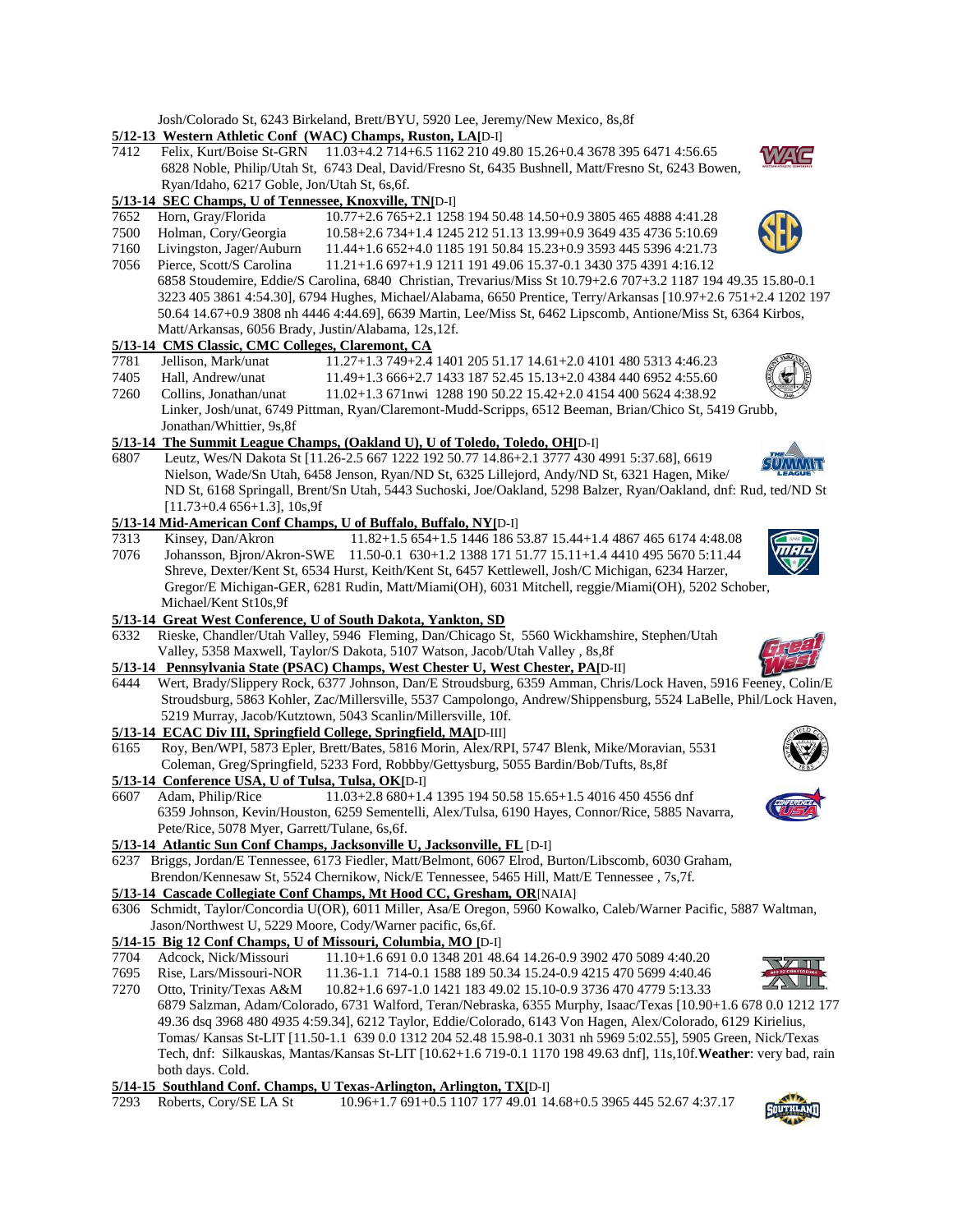Josh/Colorado St, 6243 Birkeland, Brett/BYU, 5920 Lee, Jeremy/New Mexico, 8s,8f

**5/12-13 Western Athletic Conf (WAC) Champs, Ruston, LA[D-I]**

7412 Felix, Kurt/Boise St-GRN 11.03+4.2 714+6.5 1162 210 49.80 15.26+0.4 3678 395 6471 4:56.65
6828 Noble, Philip/Utah St, 6743 Deal, David/Fresno St, 6435 Bushnell, Matt/Fresno St, 6243 Bowen, Ryan/Idaho, 6217 Goble, Jon/Utah St, 6s,6f.

**5/13-14 SEC Champs, U of Tennessee, Knoxville, TN[D-I]**

7652 Horn, Gray/Florida 10.77+2.6 765+2.1 1258 194 50.48 14.50+0.9 3805 465 4888 4:41.28
7500 Holman, Cory/Georgia 10.58+2.6 734+1.4 1245 212 51.13 13.99+0.9 3649 435 4736 5:10.69
7160 Livingston, Jager/Auburn 11.44+1.6 652+4.0 1185 191 50.84 15.23+0.9 3593 445 5396 4:21.73
7056 Pierce, Scott/S Carolina 11.21+1.6 697+1.9 1211 191 49.06 15.37-0.1 3430 375 4391 4:16.12
6858 Stoudemire, Eddie/S Carolina, 6840 Christian, Trevarius/Miss St 10.79+2.6 707+3.2 1187 194 49.35 15.80-0.1 3223 405 3861 4:54.30], 6794 Hughes, Michael/Alabama, 6650 Prentice, Terry/Arkansas [10.97+2.6 751+2.4 1202 197 50.64 14.67+0.9 3808 nh 4446 4:44.69], 6639 Martin, Lee/Miss St, 6462 Lipscomb, Antione/Miss St, 6364 Kirbos, Matt/Arkansas, 6056 Brady, Justin/Alabama, 12s,12f.

**5/13-14 CMS Classic, CMC Colleges, Claremont, CA**

7781 Jellison, Mark/unat 11.27+1.3 749+2.4 1401 205 51.17 14.61+2.0 4101 480 5313 4:46.23
7405 Hall, Andrew/unat 11.49+1.3 666+2.7 1433 187 52.45 15.13+2.0 4384 440 6952 4:55.60
7260 Collins, Jonathan/unat 11.02+1.3 671nwi 1288 190 50.22 15.42+2.0 4154 400 5624 4:38.92
Linker, Josh/unat, 6749 Pittman, Ryan/Claremont-Mudd-Scripps, 6512 Beeman, Brian/Chico St, 5419 Grubb, Jonathan/Whittier, 9s,8f

**5/13-14 The Summit League Champs, (Oakland U), U of Toledo, Toledo, OH[D-I]**

6807 Leutz, Wes/N Dakota St [11.26-2.5 667 1222 192 50.77 14.86+2.1 3777 430 4991 5:37.68], 6619 Nielson, Wade/Sn Utah, 6458 Jenson, Ryan/ND St, 6325 Lillejord, Andy/ND St, 6321 Hagen, Mike/ ND St, 6168 Springall, Brent/Sn Utah, 5443 Suchoski, Joe/Oakland, 5298 Balzer, Ryan/Oakland, dnf: Rud, ted/ND St [11.73+0.4 656+1.3], 10s,9f

**5/13-14 Mid-American Conf Champs, U of Buffalo, Buffalo, NY[D-I]**

7313 Kinsey, Dan/Akron 11.82+1.5 654+1.5 1446 186 53.87 15.44+1.4 4867 465 6174 4:48.08
7076 Johansson, Bjron/Akron-SWE 11.50-0.1 630+1.2 1388 171 51.77 15.11+1.4 4410 495 5670 5:11.44
Shreve, Dexter/Kent St, 6534 Hurst, Keith/Kent St, 6457 Kettlewell, Josh/C Michigan, 6234 Harzer, Gregor/E Michigan-GER, 6281 Rudin, Matt/Miami(OH), 6031 Mitchell, reggie/Miami(OH), 5202 Schober, Michael/Kent St10s,9f

**5/13-14 Great West Conference, U of South Dakota, Yankton, SD**

6332 Rieske, Chandler/Utah Valley, 5946 Fleming, Dan/Chicago St, 5560 Wickhamshire, Stephen/Utah Valley, 5358 Maxwell, Taylor/S Dakota, 5107 Watson, Jacob/Utah Valley , 8s,8f

**5/13-14 Pennsylvania State (PSAC) Champs, West Chester U, West Chester, PA[D-II]**

6444 Wert, Brady/Slippery Rock, 6377 Johnson, Dan/E Stroudsburg, 6359 Amman, Chris/Lock Haven, 5916 Feeney, Colin/E Stroudsburg, 5863 Kohler, Zac/Millersville, 5537 Campolongo, Andrew/Shippensburg, 5524 LaBelle, Phil/Lock Haven, 5219 Murray, Jacob/Kutztown, 5043 Scanlin/Millersville, 10f.

**5/13-14 ECAC Div III, Springfield College, Springfield, MA[D-III]**

6165 Roy, Ben/WPI, 5873 Epler, Brett/Bates, 5816 Morin, Alex/RPI, 5747 Blenk, Mike/Moravian, 5531 Coleman, Greg/Springfield, 5233 Ford, Robbby/Gettysburg, 5055 Bardin/Bob/Tufts, 8s,8f

**5/13-14 Conference USA, U of Tulsa, Tulsa, OK[D-I]**

6607 Adam, Philip/Rice 11.03+2.8 680+1.4 1395 194 50.58 15.65+1.5 4016 450 4556 dnf
6359 Johnson, Kevin/Houston, 6259 Sementelli, Alex/Tulsa, 6190 Hayes, Connor/Rice, 5885 Navarra, Pete/Rice, 5078 Myer, Garrett/Tulane, 6s,6f.

**5/13-14 Atlantic Sun Conf Champs, Jacksonville U, Jacksonville, FL [D-I]**

6237 Briggs, Jordan/E Tennessee, 6173 Fiedler, Matt/Belmont, 6067 Elrod, Burton/Libscomb, 6030 Graham, Brendon/Kennesaw St, 5524 Chernikow, Nick/E Tennessee, 5465 Hill, Matt/E Tennessee , 7s,7f.

**5/13-14 Cascade Collegiate Conf Champs, Mt Hood CC, Gresham, OR[NAIA]**

6306 Schmidt, Taylor/Concordia U(OR), 6011 Miller, Asa/E Oregon, 5960 Kowalko, Caleb/Warner Pacific, 5887 Waltman, Jason/Northwest U, 5229 Moore, Cody/Warner pacific, 6s,6f.

**5/14-15 Big 12 Conf Champs, U of Missouri, Columbia, MO [D-I]**

7704 Adcock, Nick/Missouri 11.10+1.6 691 0.0 1348 201 48.64 14.26-0.9 3902 470 5089 4:40.20
7695 Rise, Lars/Missouri-NOR 11.36-1.1 714-0.1 1588 189 50.34 15.24-0.9 4215 470 5699 4:40.46
7270 Otto, Trinity/Texas A&M 10.82+1.6 697-1.0 1421 183 49.02 15.10-0.9 3736 470 4779 5:13.33
6879 Salzman, Adam/Colorado, 6731 Walford, Teran/Nebraska, 6355 Murphy, Isaac/Texas [10.90+1.6 678 0.0 1212 177 49.36 dsq 3968 480 4935 4:59.34], 6212 Taylor, Eddie/Colorado, 6143 Von Hagen, Alex/Colorado, 6129 Kirielius, Tomas/ Kansas St-LIT [11.50-1.1 639 0.0 1312 204 52.48 15.98-0.1 3031 nh 5969 5:02.55], 5905 Green, Nick/Texas Tech, dnf: Silkauskas, Mantas/Kansas St-LIT [10.62+1.6 719-0.1 1170 198 49.63 dnf], 11s,10f.**Weather**: very bad, rain both days. Cold.

**5/14-15 Southland Conf. Champs, U Texas-Arlington, Arlington, TX[D-I]**

7293 Roberts, Cory/SE LA St 10.96+1.7 691+0.5 1107 177 49.01 14.68+0.5 3965 445 52.67 4:37.17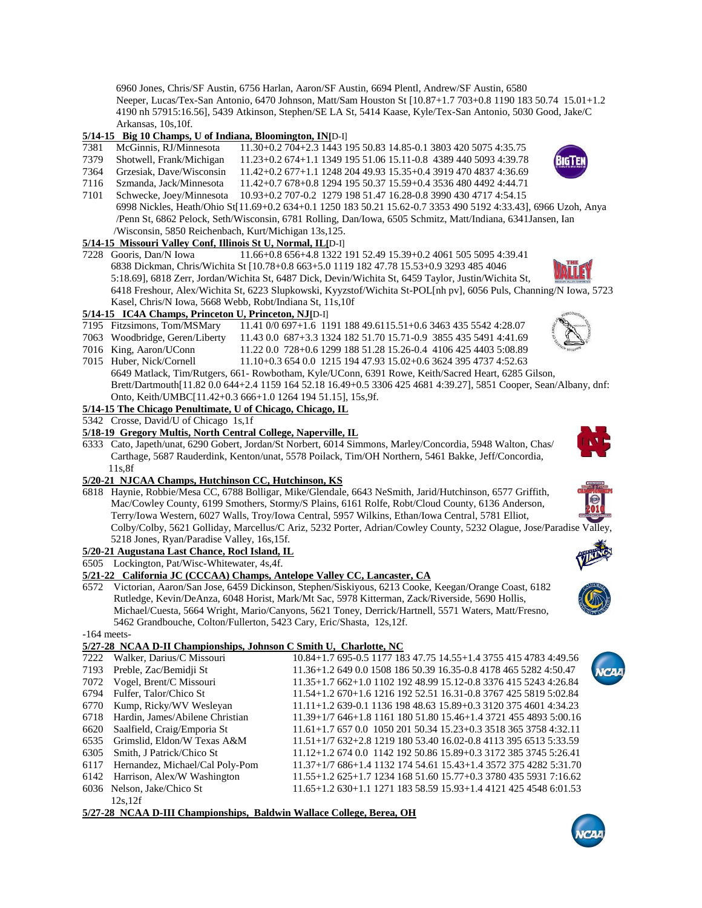6960 Jones, Chris/SF Austin, 6756 Harlan, Aaron/SF Austin, 6694 Plentl, Andrew/SF Austin, 6580 Neeper, Lucas/Tex-San Antonio, 6470 Johnson, Matt/Sam Houston St [10.87+1.7 703+0.8 1190 183 50.74 15.01+1.2 4190 nh 57915:16.56], 5439 Atkinson, Stephen/SE LA St, 5414 Kaase, Kyle/Tex-San Antonio, 5030 Good, Jake/C Arkansas, 10s,10f.

**5/14-15 Big 10 Champs, U of Indiana, Bloomington, IN[D-I]**

7381 McGinnis, RJ/Minnesota 11.30+0.2 704+2.3 1443 195 50.83 14.85-0.1 3803 420 5075 4:35.75
7379 Shotwell, Frank/Michigan 11.23+0.2 674+1.1 1349 195 51.06 15.11-0.8 4389 440 5093 4:39.78
7364 Grzesiak, Dave/Wisconsin 11.42+0.2 677+1.1 1248 204 49.93 15.35+0.4 3919 470 4837 4:36.69
7116 Szmanda, Jack/Minnesota 11.42+0.7 678+0.8 1294 195 50.37 15.59+0.4 3536 480 4492 4:44.71
7101 Schwecke, Joey/Minnesota 10.93+0.2 707-0.2 1279 198 51.47 16.28-0.8 3990 430 4717 4:54.15
6998 Nickles, Heath/Ohio St[11.69+0.2 634+0.1 1250 183 50.21 15.62-0.7 3353 490 5192 4:33.43], 6966 Uzoh, Anya /Penn St, 6862 Pelock, Seth/Wisconsin, 6781 Rolling, Dan/Iowa, 6505 Schmitz, Matt/Indiana, 6341Jansen, Ian /Wisconsin, 5850 Reichenbach, Kurt/Michigan 13s,125.

**5/14-15 Missouri Valley Conf, Illinois St U, Normal, IL[D-I]**

7228 Gooris, Dan/N Iowa 11.66+0.8 656+4.8 1322 191 52.49 15.39+0.2 4061 505 5095 4:39.41
6838 Dickman, Chris/Wichita St [10.78+0.8 663+5.0 1119 182 47.78 15.53+0.9 3293 485 4046 5:18.69], 6818 Zerr, Jordan/Wichita St, 6487 Dick, Devin/Wichita St, 6459 Taylor, Justin/Wichita St, 6418 Freshour, Alex/Wichita St, 6223 Slupkowski, Kyyzstof/Wichita St-POL[nh pv], 6056 Puls, Channing/N Iowa, 5723 Kasel, Chris/N Iowa, 5668 Webb, Robt/Indiana St, 11s,10f

**5/14-15 IC4A Champs, Princeton U, Princeton, NJ[D-I]**

7195 Fitzsimons, Tom/MSMary 11.41 0/0 697+1.6 1191 188 49.6115.51+0.6 3463 435 5542 4:28.07
7063 Woodbridge, Geren/Liberty 11.43 0.0 687+3.3 1324 182 51.70 15.71-0.9 3855 435 5491 4:41.69
7016 King, Aaron/UConn 11.22 0.0 728+0.6 1299 188 51.28 15.26-0.4 4106 425 4403 5:08.89
7015 Huber, Nick/Cornell 11.10+0.3 654 0.0 1215 194 47.93 15.02+0.6 3624 395 4737 4:52.63
6649 Matlack, Tim/Rutgers, 661- Rowbotham, Kyle/UConn, 6391 Rowe, Keith/Sacred Heart, 6285 Gilson, Brett/Dartmouth[11.82 0.0 644+2.4 1159 164 52.18 16.49+0.5 3306 425 4681 4:39.27], 5851 Cooper, Sean/Albany, dnf: Onto, Keith/UMBC[11.42+0.3 666+1.0 1264 194 51.15], 15s,9f.

**5/14-15 The Chicago Penultimate, U of Chicago, Chicago, IL**

5342 Crosse, David/U of Chicago 1s,1f

**5/18-19 Gregory Multis, North Central College, Naperville, IL**

6333 Cato, Japeth/unat, 6290 Gobert, Jordan/St Norbert, 6014 Simmons, Marley/Concordia, 5948 Walton, Chas/ Carthage, 5687 Rauderdink, Kenton/unat, 5578 Poilack, Tim/OH Northern, 5461 Bakke, Jeff/Concordia, 11s,8f

**5/20-21 NJCAA Champs, Hutchinson CC, Hutchinson, KS**

6818 Haynie, Robbie/Mesa CC, 6788 Bolligar, Mike/Glendale, 6643 NeSmith, Jarid/Hutchinson, 6577 Griffith, Mac/Cowley County, 6199 Smothers, Stormy/S Plains, 6161 Rolfe, Robt/Cloud County, 6136 Anderson, Terry/Iowa Western, 6027 Walls, Troy/Iowa Central, 5957 Wilkins, Ethan/Iowa Central, 5781 Elliot, Colby/Colby, 5621 Golliday, Marcellus/C Ariz, 5232 Porter, Adrian/Cowley County, 5232 Olague, Jose/Paradise Valley, 5218 Jones, Ryan/Paradise Valley, 16s,15f.

**5/20-21 Augustana Last Chance, Rocl Island, IL**

6505 Lockington, Pat/Wisc-Whitewater, 4s,4f.

**5/21-22 California JC (CCCAA) Champs, Antelope Valley CC, Lancaster, CA**

6572 Victorian, Aaron/San Jose, 6459 Dickinson, Stephen/Siskiyous, 6213 Cooke, Keegan/Orange Coast, 6182 Rutledge, Kevin/DeAnza, 6048 Horist, Mark/Mt Sac, 5978 Kitterman, Zack/Riverside, 5690 Hollis, Michael/Cuesta, 5664 Wright, Mario/Canyons, 5621 Toney, Derrick/Hartnell, 5571 Waters, Matt/Fresno, 5462 Grandbouche, Colton/Fullerton, 5423 Cary, Eric/Shasta, 12s,12f.

-164 meets-

**5/27-28 NCAA D-II Championships, Johnson C Smith U, Charlotte, NC**

7222 Walker, Darius/C Missouri 10.84+1.7 695-0.5 1177 183 47.75 14.55+1.4 3755 415 4783 4:49.56
7193 Preble, Zac/Bemidji St 11.36+1.2 649 0.0 1508 186 50.39 16.35-0.8 4178 465 5282 4:50.47
7072 Vogel, Brent/C Missouri 11.35+1.7 662+1.0 1102 192 48.99 15.12-0.8 3376 415 5243 4:26.84
6794 Fulfer, Talor/Chico St 11.54+1.2 670+1.6 1216 192 52.51 16.31-0.8 3767 425 5819 5:02.84
6770 Kump, Ricky/WV Wesleyan 11.11+1.2 639-0.1 1136 198 48.63 15.89+0.3 3120 375 4601 4:34.23
6718 Hardin, James/Abilene Christian 11.39+1/7 646+1.8 1161 180 51.80 15.46+1.4 3721 455 4893 5:00.16
6620 Saalfield, Craig/Emporia St 11.61+1.7 657 0.0 1050 201 50.34 15.23+0.3 3518 365 3758 4:32.11
6535 Grimslid, Eldon/W Texas A&M 11.51+1/7 632+2.8 1219 180 53.40 16.02-0.8 4113 395 6513 5:33.59
6305 Smith, J Patrick/Chico St 11.12+1.2 674 0.0 1142 192 50.86 15.89+0.3 3172 385 3745 5:26.41
6117 Hernandez, Michael/Cal Poly-Pom 11.37+1/7 686+1.4 1132 174 54.61 15.43+1.4 3572 375 4282 5:31.70
6142 Harrison, Alex/W Washington 11.55+1.2 625+1.7 1234 168 51.60 15.77+0.3 3780 435 5931 7:16.62
6036 Nelson, Jake/Chico St 11.65+1.2 630+1.1 1271 183 58.59 15.93+1.4 4121 425 4548 6:01.53
12s,12f

**5/27-28 NCAA D-III Championships, Baldwin Wallace College, Berea, OH**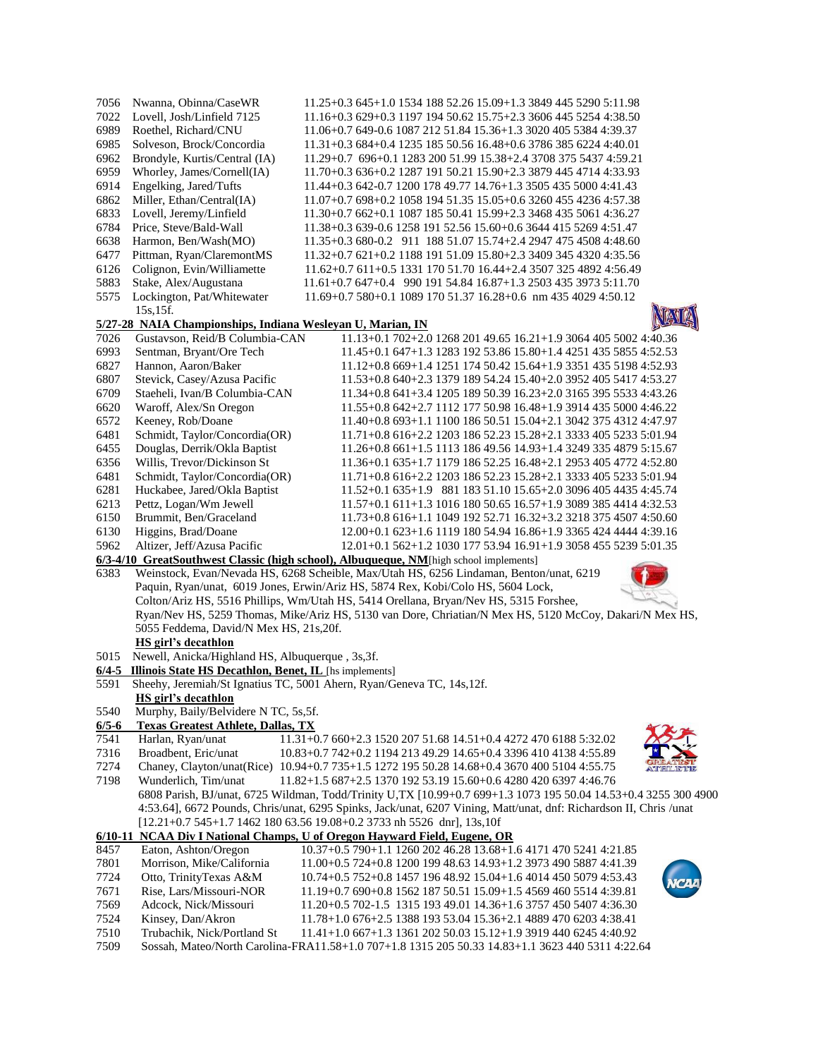7056 Nwanna, Obinna/CaseWR 11.25+0.3 645+1.0 1534 188 52.26 15.09+1.3 3849 445 5290 5:11.98
7022 Lovell, Josh/Linfield 7125 11.16+0.3 629+0.3 1197 194 50.62 15.75+2.3 3606 445 5254 4:38.50
6989 Roethel, Richard/CNU 11.06+0.7 649-0.6 1087 212 51.84 15.36+1.3 3020 405 5384 4:39.37
6985 Solveson, Brock/Concordia 11.31+0.3 684+0.4 1235 185 50.56 16.48+0.6 3786 385 6224 4:40.01
6962 Brondyle, Kurtis/Central (IA) 11.29+0.7 696+0.1 1283 200 51.99 15.38+2.4 3708 375 5437 4:59.21
6959 Whorley, James/Cornell(IA) 11.70+0.3 636+0.2 1287 191 50.21 15.90+2.3 3879 445 4714 4:33.93
6914 Engelking, Jared/Tufts 11.44+0.3 642-0.7 1200 178 49.77 14.76+1.3 3505 435 5000 4:41.43
6862 Miller, Ethan/Central(IA) 11.07+0.7 698+0.2 1058 194 51.35 15.05+0.6 3260 455 4236 4:57.38
6833 Lovell, Jeremy/Linfield 11.30+0.7 662+0.1 1087 185 50.41 15.99+2.3 3468 435 5061 4:36.27
6784 Price, Steve/Bald-Wall 11.38+0.3 639-0.6 1258 191 52.56 15.60+0.6 3644 415 5269 4:51.47
6638 Harmon, Ben/Wash(MO) 11.35+0.3 680-0.2 911 188 51.07 15.74+2.4 2947 475 4508 4:48.60
6477 Pittman, Ryan/ClaremontMS 11.32+0.7 621+0.2 1188 191 51.09 15.80+2.3 3409 345 4320 4:35.56
6126 Colignon, Evin/Williamette 11.62+0.7 611+0.5 1331 170 51.70 16.44+2.4 3507 325 4892 4:56.49
5883 Stake, Alex/Augustana 11.61+0.7 647+0.4 990 191 54.84 16.87+1.3 2503 435 3973 5:11.70
5575 Lockington, Pat/Whitewater 11.69+0.7 580+0.1 1089 170 51.37 16.28+0.6 nm 435 4029 4:50.12
15s,15f.

**5/27-28 NAIA Championships, Indiana Wesleyan U, Marian, IN**

7026 Gustavson, Reid/B Columbia-CAN 11.13+0.1 702+2.0 1268 201 49.65 16.21+1.9 3064 405 5002 4:40.36
6993 Sentman, Bryant/Ore Tech 11.45+0.1 647+1.3 1283 192 53.86 15.80+1.4 4251 435 5855 4:52.53
6827 Hannon, Aaron/Baker 11.12+0.8 669+1.4 1251 174 50.42 15.64+1.9 3351 435 5198 4:52.93
6807 Stevick, Casey/Azusa Pacific 11.53+0.8 640+2.3 1379 189 54.24 15.40+2.0 3952 405 5417 4:53.27
6709 Staeheli, Ivan/B Columbia-CAN 11.34+0.8 641+3.4 1205 189 50.39 16.23+2.0 3165 395 5533 4:43.26
6620 Waroff, Alex/Sn Oregon 11.55+0.8 642+2.7 1112 177 50.98 16.48+1.9 3914 435 5000 4:46.22
6572 Keeney, Rob/Doane 11.40+0.8 693+1.1 1100 186 50.51 15.04+2.1 3042 375 4312 4:47.97
6481 Schmidt, Taylor/Concordia(OR) 11.71+0.8 616+2.2 1203 186 52.23 15.28+2.1 3333 405 5233 5:01.94
6455 Douglas, Derrik/Okla Baptist 11.26+0.8 661+1.5 1113 186 49.56 14.93+1.4 3249 335 4879 5:15.67
6356 Willis, Trevor/Dickinson St 11.36+0.1 635+1.7 1179 186 52.25 16.48+2.1 2953 405 4772 4:52.80
6481 Schmidt, Taylor/Concordia(OR) 11.71+0.8 616+2.2 1203 186 52.23 15.28+2.1 3333 405 5233 5:01.94
6281 Huckabee, Jared/Okla Baptist 11.52+0.1 635+1.9 881 183 51.10 15.65+2.0 3096 405 4435 4:45.74
6213 Pettz, Logan/Wm Jewell 11.57+0.1 611+1.3 1016 180 50.65 16.57+1.9 3089 385 4414 4:32.53
6150 Brummit, Ben/Graceland 11.73+0.8 616+1.1 1049 192 52.71 16.32+3.2 3218 375 4507 4:50.60
6130 Higgins, Brad/Doane 12.00+0.1 623+1.6 1119 180 54.94 16.86+1.9 3365 424 4444 4:39.16
5962 Altizer, Jeff/Azusa Pacific 12.01+0.1 562+1.2 1030 177 53.94 16.91+1.9 3058 455 5239 5:01.35

**6/3-4/10 GreatSouthwest Classic (high school), Albuqueque, NM**[high school implements]

6383 Weinstock, Evan/Nevada HS, 6268 Scheible, Max/Utah HS, 6256 Lindaman, Benton/unat, 6219 Paquin, Ryan/unat, 6019 Jones, Erwin/Ariz HS, 5874 Rex, Kobi/Colo HS, 5604 Lock, Colton/Ariz HS, 5516 Phillips, Wm/Utah HS, 5414 Orellana, Bryan/Nev HS, 5315 Forshee, Ryan/Nev HS, 5259 Thomas, Mike/Ariz HS, 5130 van Dore, Chriatian/N Mex HS, 5120 McCoy, Dakari/N Mex HS, 5055 Feddema, David/N Mex HS, 21s,20f.

**HS girl's decathlon**

5015 Newell, Anicka/Highland HS, Albuquerque , 3s,3f.

**6/4-5 Illinois State HS Decathlon, Benet, IL** [hs implements]

5591 Sheehy, Jeremiah/St Ignatius TC, 5001 Ahern, Ryan/Geneva TC, 14s,12f.

**HS girl's decathlon**

5540 Murphy, Baily/Belvidere N TC, 5s,5f.

**6/5-6 Texas Greatest Athlete, Dallas, TX**

7541 Harlan, Ryan/unat 11.31+0.7 660+2.3 1520 207 51.68 14.51+0.4 4272 470 6188 5:32.02
7316 Broadbent, Eric/unat 10.83+0.7 742+0.2 1194 213 49.29 14.65+0.4 3396 410 4138 4:55.89
7274 Chaney, Clayton/unat(Rice) 10.94+0.7 735+1.5 1272 195 50.28 14.68+0.4 3670 400 5104 4:55.75
7198 Wunderlich, Tim/unat 11.82+1.5 687+2.5 1370 192 53.19 15.60+0.6 4280 420 6397 4:46.76
6808 Parish, BJ/unat, 6725 Wildman, Todd/Trinity U,TX [10.99+0.7 699+1.3 1073 195 50.04 14.53+0.4 3255 300 4900 4:53.64], 6672 Pounds, Chris/unat, 6295 Spinks, Jack/unat, 6207 Vining, Matt/unat, dnf: Richardson II, Chris /unat [12.21+0.7 545+1.7 1462 180 63.56 19.08+0.2 3733 nh 5526 dnr], 13s,10f

**6/10-11 NCAA Div I National Champs, U of Oregon Hayward Field, Eugene, OR**

8457 Eaton, Ashton/Oregon 10.37+0.5 790+1.1 1260 202 46.28 13.68+1.6 4171 470 5241 4:21.85
7801 Morrison, Mike/California 11.00+0.5 724+0.8 1200 199 48.63 14.93+1.2 3973 490 5887 4:41.39
7724 Otto, TrinityTexas A&M 10.74+0.5 752+0.8 1457 196 48.92 15.04+1.6 4014 450 5079 4:53.43
7671 Rise, Lars/Missouri-NOR 11.19+0.7 690+0.8 1562 187 50.51 15.09+1.5 4569 460 5514 4:39.81
7569 Adcock, Nick/Missouri 11.20+0.5 702-1.5 1315 193 49.01 14.36+1.6 3757 450 5407 4:36.30
7524 Kinsey, Dan/Akron 11.78+1.0 676+2.5 1388 193 53.04 15.36+2.1 4889 470 6203 4:38.41
7510 Trubachik, Nick/Portland St 11.41+1.0 667+1.3 1361 202 50.03 15.12+1.9 3919 440 6245 4:40.92
7509 Sossah, Mateo/North Carolina-FRA11.58+1.0 707+1.8 1315 205 50.33 14.83+1.1 3623 440 5311 4:22.64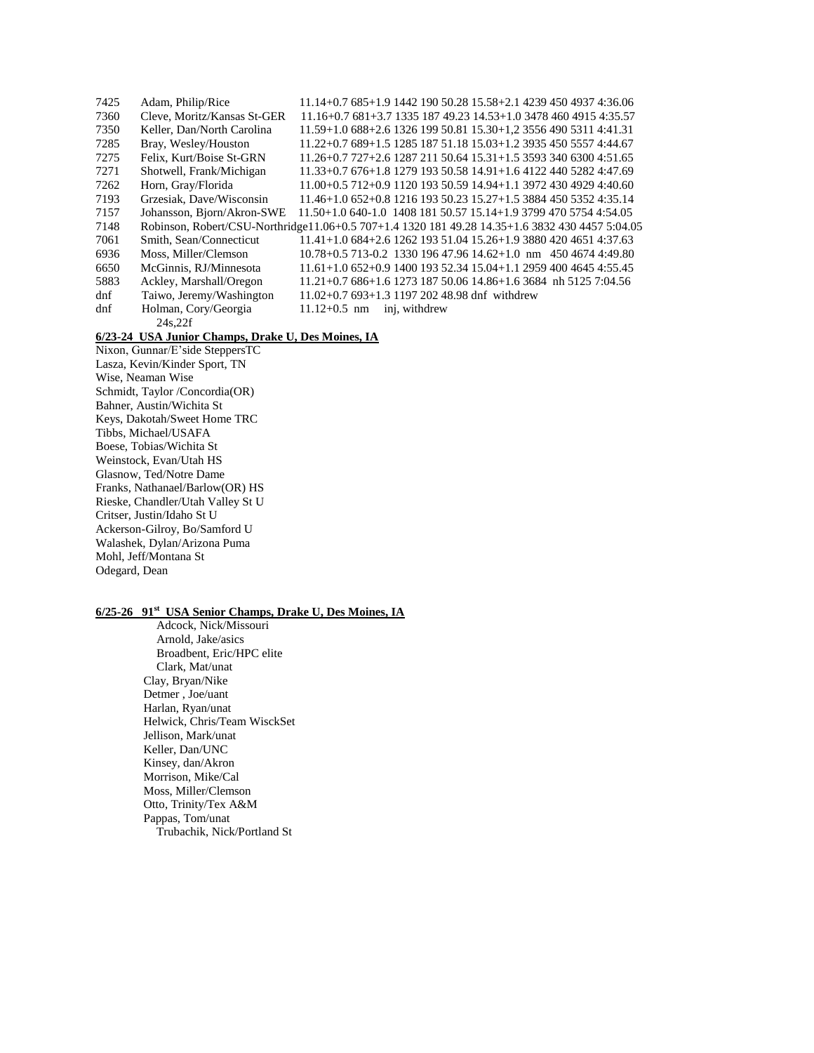7425 Adam, Philip/Rice 11.14+0.7 685+1.9 1442 190 50.28 15.58+2.1 4239 450 4937 4:36.06
7360 Cleve, Moritz/Kansas St-GER 11.16+0.7 681+3.7 1335 187 49.23 14.53+1.0 3478 460 4915 4:35.57
7350 Keller, Dan/North Carolina 11.59+1.0 688+2.6 1326 199 50.81 15.30+1,2 3556 490 5311 4:41.31
7285 Bray, Wesley/Houston 11.22+0.7 689+1.5 1285 187 51.18 15.03+1.2 3935 450 5557 4:44.67
7275 Felix, Kurt/Boise St-GRN 11.26+0.7 727+2.6 1287 211 50.64 15.31+1.5 3593 340 6300 4:51.65
7271 Shotwell, Frank/Michigan 11.33+0.7 676+1.8 1279 193 50.58 14.91+1.6 4122 440 5282 4:47.69
7262 Horn, Gray/Florida 11.00+0.5 712+0.9 1120 193 50.59 14.94+1.1 3972 430 4929 4:40.60
7193 Grzesiak, Dave/Wisconsin 11.46+1.0 652+0.8 1216 193 50.23 15.27+1.5 3884 450 5352 4:35.14
7157 Johansson, Bjorn/Akron-SWE 11.50+1.0 640-1.0 1408 181 50.57 15.14+1.9 3799 470 5754 4:54.05
7148 Robinson, Robert/CSU-Northridge11.06+0.5 707+1.4 1320 181 49.28 14.35+1.6 3832 430 4457 5:04.05
7061 Smith, Sean/Connecticut 11.41+1.0 684+2.6 1262 193 51.04 15.26+1.9 3880 420 4651 4:37.63
6936 Moss, Miller/Clemson 10.78+0.5 713-0.2 1330 196 47.96 14.62+1.0 nm 450 4674 4:49.80
6650 McGinnis, RJ/Minnesota 11.61+1.0 652+0.9 1400 193 52.34 15.04+1.1 2959 400 4645 4:55.45
5883 Ackley, Marshall/Oregon 11.21+0.7 686+1.6 1273 187 50.06 14.86+1.6 3684 nh 5125 7:04.56
dnf Taiwo, Jeremy/Washington 11.02+0.7 693+1.3 1197 202 48.98 dnf withdrew
dnf Holman, Cory/Georgia 11.12+0.5 nm inj, withdrew

24s,22f

**6/23-24 USA Junior Champs, Drake U, Des Moines, IA**

Nixon, Gunnar/E'side SteppersTC
Lasza, Kevin/Kinder Sport, TN
Wise, Neaman Wise
Schmidt, Taylor /Concordia(OR)
Bahner, Austin/Wichita St
Keys, Dakotah/Sweet Home TRC
Tibbs, Michael/USAFA
Boese, Tobias/Wichita St
Weinstock, Evan/Utah HS
Glasnow, Ted/Notre Dame
Franks, Nathanael/Barlow(OR) HS
Rieske, Chandler/Utah Valley St U
Critser, Justin/Idaho St U
Ackerson-Gilroy, Bo/Samford U
Walashek, Dylan/Arizona Puma
Mohl, Jeff/Montana St
Odegard, Dean

**6/25-26 91st USA Senior Champs, Drake U, Des Moines, IA**

Adcock, Nick/Missouri
Arnold, Jake/asics
Broadbent, Eric/HPC elite
Clark, Mat/unat
Clay, Bryan/Nike
Detmer , Joe/uant
Harlan, Ryan/unat
Helwick, Chris/Team WisckSet
Jellison, Mark/unat
Keller, Dan/UNC
Kinsey, dan/Akron
Morrison, Mike/Cal
Moss, Miller/Clemson
Otto, Trinity/Tex A&M
Pappas, Tom/unat
Trubachik, Nick/Portland St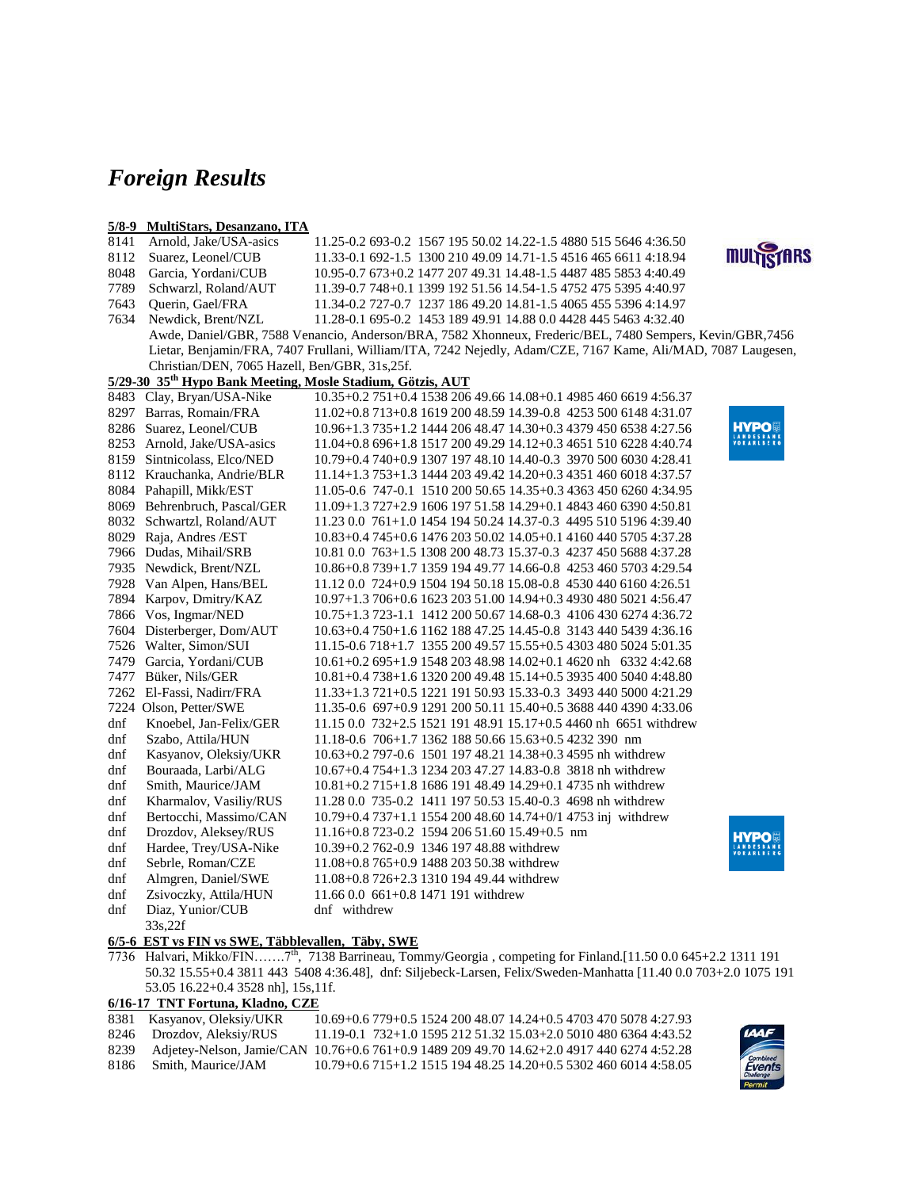# *Foreign Results*

**5/8-9 MultiStars, Desanzano, ITA**

8141 Arnold, Jake/USA-asics 11.25-0.2 693-0.2 1567 195 50.02 14.22-1.5 4880 515 5646 4:36.50
8112 Suarez, Leonel/CUB 11.33-0.1 692-1.5 1300 210 49.09 14.71-1.5 4516 465 6611 4:18.94
8048 Garcia, Yordani/CUB 10.95-0.7 673+0.2 1477 207 49.31 14.48-1.5 4487 485 5853 4:40.49
7789 Schwarzl, Roland/AUT 11.39-0.7 748+0.1 1399 192 51.56 14.54-1.5 4752 475 5395 4:40.97
7643 Querin, Gael/FRA 11.34-0.2 727-0.7 1237 186 49.20 14.81-1.5 4065 455 5396 4:14.97
7634 Newdick, Brent/NZL 11.28-0.1 695-0.2 1453 189 49.91 14.88 0.0 4428 445 5463 4:32.40
Awde, Daniel/GBR, 7588 Venancio, Anderson/BRA, 7582 Xhonneux, Frederic/BEL, 7480 Sempers, Kevin/GBR,7456 Lietar, Benjamin/FRA, 7407 Frullani, William/ITA, 7242 Nejedly, Adam/CZE, 7167 Kame, Ali/MAD, 7087 Laugesen, Christian/DEN, 7065 Hazell, Ben/GBR, 31s,25f.

**5/29-30 35th Hypo Bank Meeting, Mosle Stadium, Götzis, AUT**

8483 Clay, Bryan/USA-Nike 10.35+0.2 751+0.4 1538 206 49.66 14.08+0.1 4985 460 6619 4:56.37
8297 Barras, Romain/FRA 11.02+0.8 713+0.8 1619 200 48.59 14.39-0.8 4253 500 6148 4:31.07
8286 Suarez, Leonel/CUB 10.96+1.3 735+1.2 1444 206 48.47 14.30+0.3 4379 450 6538 4:27.56
8253 Arnold, Jake/USA-asics 11.04+0.8 696+1.8 1517 200 49.29 14.12+0.3 4651 510 6228 4:40.74
8159 Sintnicolass, Elco/NED 10.79+0.4 740+0.9 1307 197 48.10 14.40-0.3 3970 500 6030 4:28.41
8112 Krauchanka, Andrie/BLR 11.14+1.3 753+1.3 1444 203 49.42 14.20+0.3 4351 460 6018 4:37.57
8084 Pahapill, Mikk/EST 11.05-0.6 747-0.1 1510 200 50.65 14.35+0.3 4363 450 6260 4:34.95
8069 Behrenbruch, Pascal/GER 11.09+1.3 727+2.9 1606 197 51.58 14.29+0.1 4843 460 6390 4:50.81
8032 Schwartzl, Roland/AUT 11.23 0.0 761+1.0 1454 194 50.24 14.37-0.3 4495 510 5196 4:39.40
8029 Raja, Andres /EST 10.83+0.4 745+0.6 1476 203 50.02 14.05+0.1 4160 440 5705 4:37.28
7966 Dudas, Mihail/SRB 10.81 0.0 763+1.5 1308 200 48.73 15.37-0.3 4237 450 5688 4:37.28
7935 Newdick, Brent/NZL 10.86+0.8 739+1.7 1359 194 49.77 14.66-0.8 4253 460 5703 4:29.54
7928 Van Alpen, Hans/BEL 11.12 0.0 724+0.9 1504 194 50.18 15.08-0.8 4530 440 6160 4:26.51
7894 Karpov, Dmitry/KAZ 10.97+1.3 706+0.6 1623 203 51.00 14.94+0.3 4930 480 5021 4:56.47
7866 Vos, Ingmar/NED 10.75+1.3 723-1.1 1412 200 50.67 14.68-0.3 4106 430 6274 4:36.72
7604 Disterberger, Dom/AUT 10.63+0.4 750+1.6 1162 188 47.25 14.45-0.8 3143 440 5439 4:36.16
7526 Walter, Simon/SUI 11.15-0.6 718+1.7 1355 200 49.57 15.55+0.5 4303 480 5024 5:01.35
7479 Garcia, Yordani/CUB 10.61+0.2 695+1.9 1548 203 48.98 14.02+0.1 4620 nh 6332 4:42.68
7477 Büker, Nils/GER 10.81+0.4 738+1.6 1320 200 49.48 15.14+0.5 3935 400 5040 4:48.80
7262 El-Fassi, Nadirr/FRA 11.33+1.3 721+0.5 1221 191 50.93 15.33-0.3 3493 440 5000 4:21.29
7224 Olson, Petter/SWE 11.35-0.6 697+0.9 1291 200 50.11 15.40+0.5 3688 440 4390 4:33.06
dnf Knoebel, Jan-Felix/GER 11.15 0.0 732+2.5 1521 191 48.91 15.17+0.5 4460 nh 6651 withdrew
dnf Szabo, Attila/HUN 11.18-0.6 706+1.7 1362 188 50.66 15.63+0.5 4232 390 nm
dnf Kasyanov, Oleksiy/UKR 10.63+0.2 797-0.6 1501 197 48.21 14.38+0.3 4595 nh withdrew
dnf Bouraada, Larbi/ALG 10.67+0.4 754+1.3 1234 203 47.27 14.83-0.8 3818 nh withdrew
dnf Smith, Maurice/JAM 10.81+0.2 715+1.8 1686 191 48.49 14.29+0.1 4735 nh withdrew
dnf Kharmalov, Vasiliy/RUS 11.28 0.0 735-0.2 1411 197 50.53 15.40-0.3 4698 nh withdrew
dnf Bertocchi, Massimo/CAN 10.79+0.4 737+1.1 1554 200 48.60 14.74+0/1 4753 inj withdrew
dnf Drozdov, Aleksey/RUS 11.16+0.8 723-0.2 1594 206 51.60 15.49+0.5 nm
dnf Hardee, Trey/USA-Nike 10.39+0.2 762-0.9 1346 197 48.88 withdrew
dnf Sebrle, Roman/CZE 11.08+0.8 765+0.9 1488 203 50.38 withdrew
dnf Almgren, Daniel/SWE 11.08+0.8 726+2.3 1310 194 49.44 withdrew
dnf Zsivoczky, Attila/HUN 11.66 0.0 661+0.8 1471 191 withdrew
dnf Diaz, Yunior/CUB dnf withdrew
33s,22f

**6/5-6 EST vs FIN vs SWE, Täbblevallen, Täby, SWE**

7736 Halvari, Mikko/FIN…….7th, 7138 Barrineau, Tommy/Georgia , competing for Finland.[11.50 0.0 645+2.2 1311 191 50.32 15.55+0.4 3811 443 5408 4:36.48], dnf: Siljebeck-Larsen, Felix/Sweden-Manhatta [11.40 0.0 703+2.0 1075 191 53.05 16.22+0.4 3528 nh], 15s,11f.

**6/16-17 TNT Fortuna, Kladno, CZE**

8381 Kasyanov, Oleksiy/UKR 10.69+0.6 779+0.5 1524 200 48.07 14.24+0.5 4703 470 5078 4:27.93
8246 Drozdov, Aleksiy/RUS 11.19-0.1 732+1.0 1595 212 51.32 15.03+2.0 5010 480 6364 4:43.52
8239 Adjetey-Nelson, Jamie/CAN 10.76+0.6 761+0.9 1489 209 49.70 14.62+2.0 4917 440 6274 4:52.28
8186 Smith, Maurice/JAM 10.79+0.6 715+1.2 1515 194 48.25 14.20+0.5 5302 460 6014 4:58.05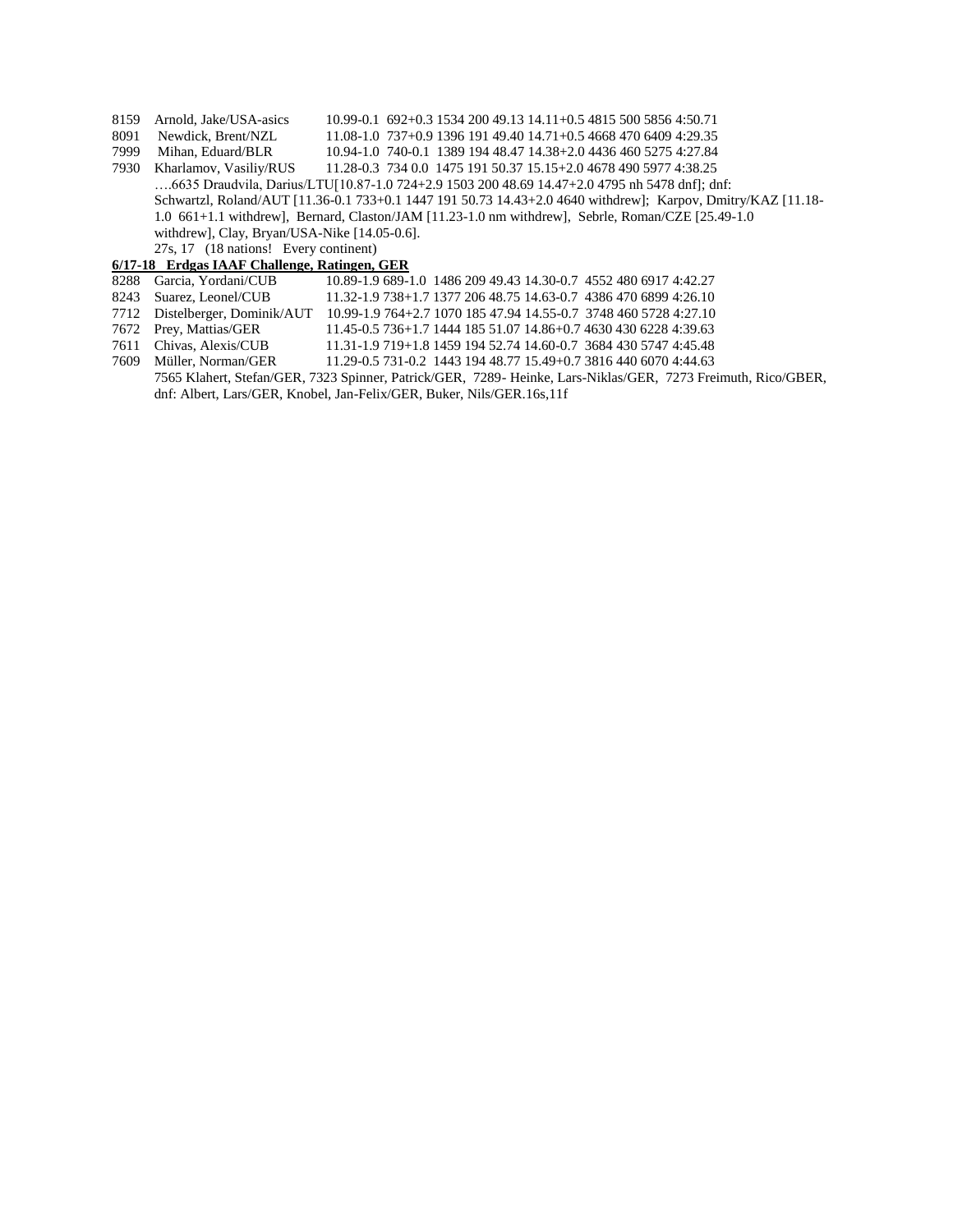8159 Arnold, Jake/USA-asics 10.99-0.1 692+0.3 1534 200 49.13 14.11+0.5 4815 500 5856 4:50.71
8091 Newdick, Brent/NZL 11.08-1.0 737+0.9 1396 191 49.40 14.71+0.5 4668 470 6409 4:29.35
7999 Mihan, Eduard/BLR 10.94-1.0 740-0.1 1389 194 48.47 14.38+2.0 4436 460 5275 4:27.84
7930 Kharlamov, Vasiliy/RUS 11.28-0.3 734 0.0 1475 191 50.37 15.15+2.0 4678 490 5977 4:38.25

….6635 Draudvila, Darius/LTU[10.87-1.0 724+2.9 1503 200 48.69 14.47+2.0 4795 nh 5478 dnf]; dnf: Schwartzl, Roland/AUT [11.36-0.1 733+0.1 1447 191 50.73 14.43+2.0 4640 withdrew]; Karpov, Dmitry/KAZ [11.18-1.0 661+1.1 withdrew], Bernard, Claston/JAM [11.23-1.0 nm withdrew], Sebrle, Roman/CZE [25.49-1.0 withdrew], Clay, Bryan/USA-Nike [14.05-0.6].

27s, 17 (18 nations! Every continent)

**6/17-18 Erdgas IAAF Challenge, Ratingen, GER**

8288 Garcia, Yordani/CUB 10.89-1.9 689-1.0 1486 209 49.43 14.30-0.7 4552 480 6917 4:42.27
8243 Suarez, Leonel/CUB 11.32-1.9 738+1.7 1377 206 48.75 14.63-0.7 4386 470 6899 4:26.10
7712 Distelberger, Dominik/AUT 10.99-1.9 764+2.7 1070 185 47.94 14.55-0.7 3748 460 5728 4:27.10
7672 Prey, Mattias/GER 11.45-0.5 736+1.7 1444 185 51.07 14.86+0.7 4630 430 6228 4:39.63
7611 Chivas, Alexis/CUB 11.31-1.9 719+1.8 1459 194 52.74 14.60-0.7 3684 430 5747 4:45.48
7609 Müller, Norman/GER 11.29-0.5 731-0.2 1443 194 48.77 15.49+0.7 3816 440 6070 4:44.63

7565 Klahert, Stefan/GER, 7323 Spinner, Patrick/GER, 7289- Heinke, Lars-Niklas/GER, 7273 Freimuth, Rico/GBER, dnf: Albert, Lars/GER, Knobel, Jan-Felix/GER, Buker, Nils/GER.16s,11f